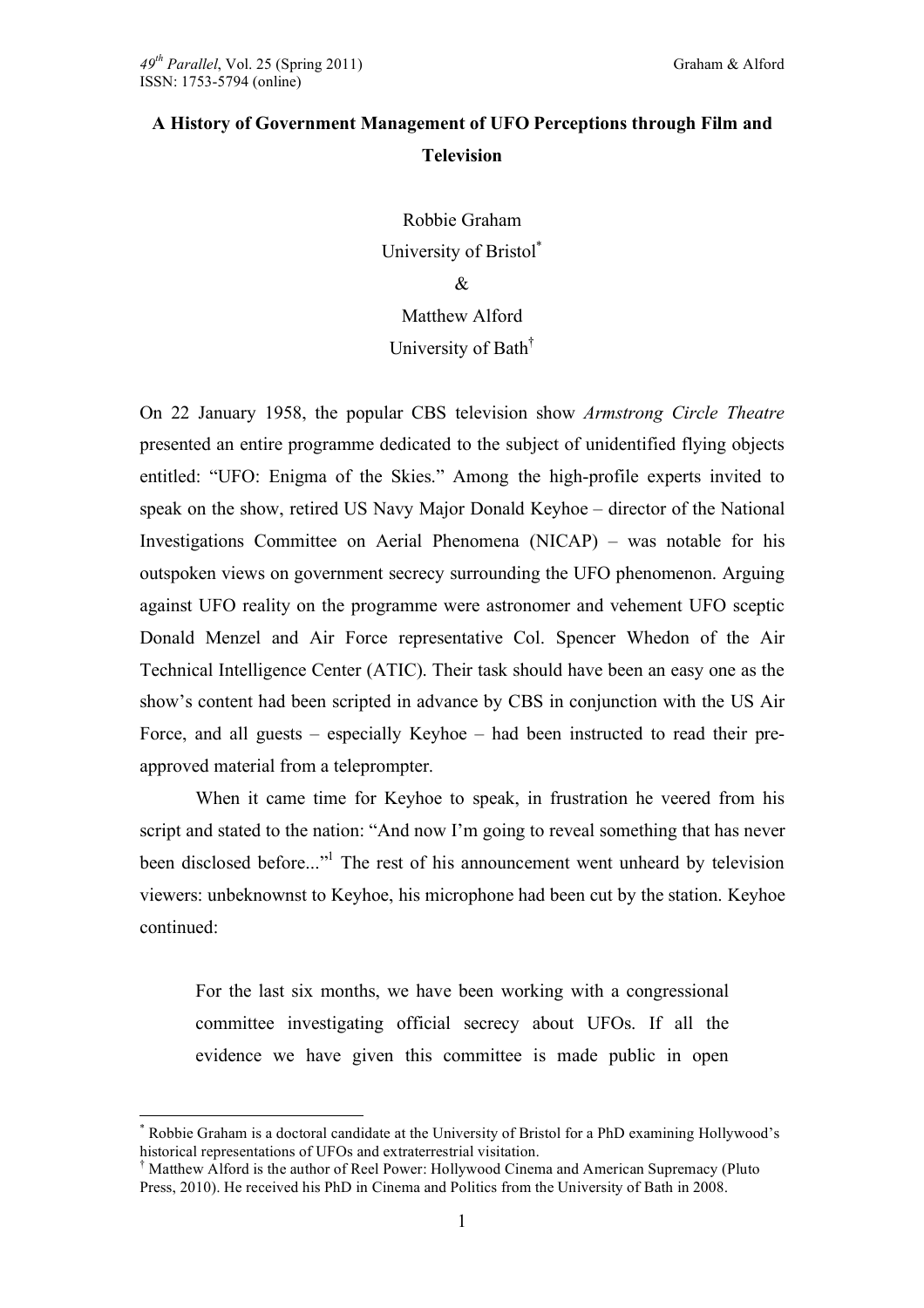# A History of Government Management of UFO Perceptions through Film and Television

Robbie Graham
University of Bristol[*]
&
Matthew Alford
University of Bath[†]

On 22 January 1958, the popular CBS television show *Armstrong Circle Theatre* presented an entire programme dedicated to the subject of unidentified flying objects entitled: "UFO: Enigma of the Skies." Among the high-profile experts invited to speak on the show, retired US Navy Major Donald Keyhoe – director of the National Investigations Committee on Aerial Phenomena (NICAP) – was notable for his outspoken views on government secrecy surrounding the UFO phenomenon. Arguing against UFO reality on the programme were astronomer and vehement UFO sceptic Donald Menzel and Air Force representative Col. Spencer Whedon of the Air Technical Intelligence Center (ATIC). Their task should have been an easy one as the show's content had been scripted in advance by CBS in conjunction with the US Air Force, and all guests – especially Keyhoe – had been instructed to read their pre-approved material from a teleprompter.

When it came time for Keyhoe to speak, in frustration he veered from his script and stated to the nation: "And now I'm going to reveal something that has never been disclosed before..."[1] The rest of his announcement went unheard by television viewers: unbeknownst to Keyhoe, his microphone had been cut by the station. Keyhoe continued:

> For the last six months, we have been working with a congressional committee investigating official secrecy about UFOs. If all the evidence we have given this committee is made public in open

---

[*] Robbie Graham is a doctoral candidate at the University of Bristol for a PhD examining Hollywood's historical representations of UFOs and extraterrestrial visitation.

[†] Matthew Alford is the author of Reel Power: Hollywood Cinema and American Supremacy (Pluto Press, 2010). He received his PhD in Cinema and Politics from the University of Bath in 2008.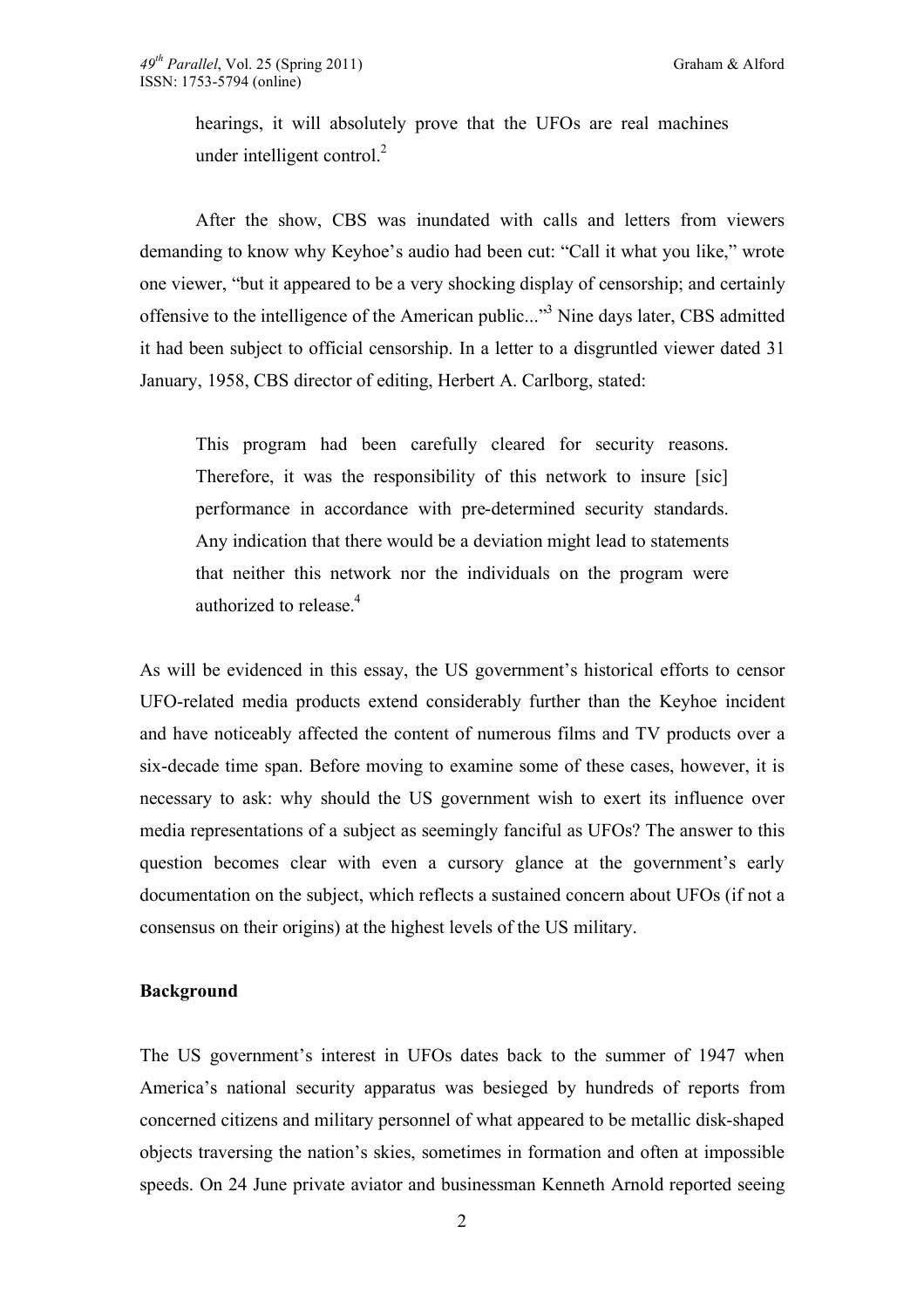> hearings, it will absolutely prove that the UFOs are real machines under intelligent control.[2]

After the show, CBS was inundated with calls and letters from viewers demanding to know why Keyhoe's audio had been cut: "Call it what you like," wrote one viewer, "but it appeared to be a very shocking display of censorship; and certainly offensive to the intelligence of the American public..."[3] Nine days later, CBS admitted it had been subject to official censorship. In a letter to a disgruntled viewer dated 31 January, 1958, CBS director of editing, Herbert A. Carlborg, stated:

> This program had been carefully cleared for security reasons. Therefore, it was the responsibility of this network to insure [sic] performance in accordance with pre-determined security standards. Any indication that there would be a deviation might lead to statements that neither this network nor the individuals on the program were authorized to release.[4]

As will be evidenced in this essay, the US government's historical efforts to censor UFO-related media products extend considerably further than the Keyhoe incident and have noticeably affected the content of numerous films and TV products over a six-decade time span. Before moving to examine some of these cases, however, it is necessary to ask: why should the US government wish to exert its influence over media representations of a subject as seemingly fanciful as UFOs? The answer to this question becomes clear with even a cursory glance at the government's early documentation on the subject, which reflects a sustained concern about UFOs (if not a consensus on their origins) at the highest levels of the US military.

**Background**

The US government's interest in UFOs dates back to the summer of 1947 when America's national security apparatus was besieged by hundreds of reports from concerned citizens and military personnel of what appeared to be metallic disk-shaped objects traversing the nation's skies, sometimes in formation and often at impossible speeds. On 24 June private aviator and businessman Kenneth Arnold reported seeing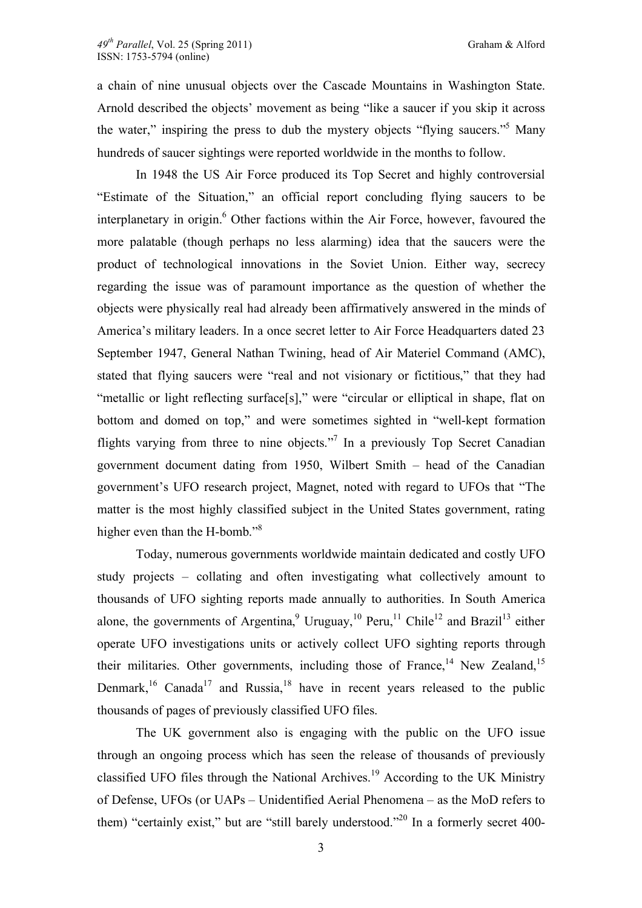a chain of nine unusual objects over the Cascade Mountains in Washington State. Arnold described the objects' movement as being "like a saucer if you skip it across the water," inspiring the press to dub the mystery objects "flying saucers."[5] Many hundreds of saucer sightings were reported worldwide in the months to follow.

In 1948 the US Air Force produced its Top Secret and highly controversial "Estimate of the Situation," an official report concluding flying saucers to be interplanetary in origin.[6] Other factions within the Air Force, however, favoured the more palatable (though perhaps no less alarming) idea that the saucers were the product of technological innovations in the Soviet Union. Either way, secrecy regarding the issue was of paramount importance as the question of whether the objects were physically real had already been affirmatively answered in the minds of America's military leaders. In a once secret letter to Air Force Headquarters dated 23 September 1947, General Nathan Twining, head of Air Materiel Command (AMC), stated that flying saucers were "real and not visionary or fictitious," that they had "metallic or light reflecting surface[s]," were "circular or elliptical in shape, flat on bottom and domed on top," and were sometimes sighted in "well-kept formation flights varying from three to nine objects."[7] In a previously Top Secret Canadian government document dating from 1950, Wilbert Smith – head of the Canadian government's UFO research project, Magnet, noted with regard to UFOs that "The matter is the most highly classified subject in the United States government, rating higher even than the H-bomb."[8]

Today, numerous governments worldwide maintain dedicated and costly UFO study projects – collating and often investigating what collectively amount to thousands of UFO sighting reports made annually to authorities. In South America alone, the governments of Argentina,[9] Uruguay,[10] Peru,[11] Chile[12] and Brazil[13] either operate UFO investigations units or actively collect UFO sighting reports through their militaries. Other governments, including those of France,[14] New Zealand,[15] Denmark,[16] Canada[17] and Russia,[18] have in recent years released to the public thousands of pages of previously classified UFO files.

The UK government also is engaging with the public on the UFO issue through an ongoing process which has seen the release of thousands of previously classified UFO files through the National Archives.[19] According to the UK Ministry of Defense, UFOs (or UAPs – Unidentified Aerial Phenomena – as the MoD refers to them) "certainly exist," but are "still barely understood."[20] In a formerly secret 400-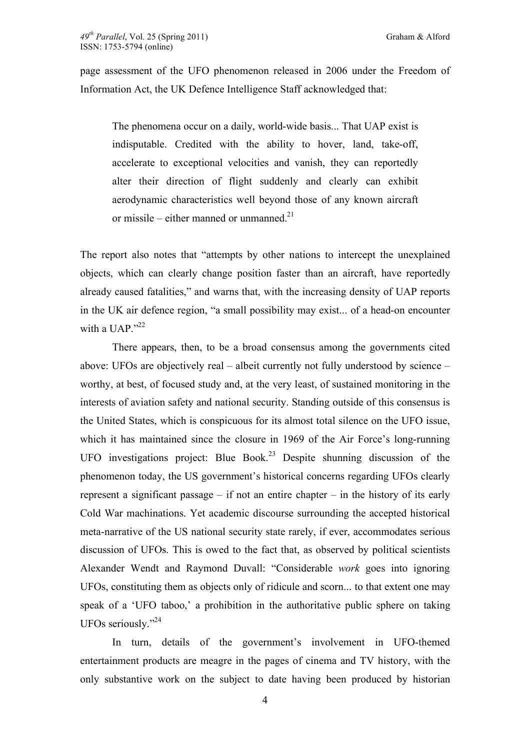page assessment of the UFO phenomenon released in 2006 under the Freedom of Information Act, the UK Defence Intelligence Staff acknowledged that:

> The phenomena occur on a daily, world-wide basis... That UAP exist is indisputable. Credited with the ability to hover, land, take-off, accelerate to exceptional velocities and vanish, they can reportedly alter their direction of flight suddenly and clearly can exhibit aerodynamic characteristics well beyond those of any known aircraft or missile – either manned or unmanned.[21]

The report also notes that "attempts by other nations to intercept the unexplained objects, which can clearly change position faster than an aircraft, have reportedly already caused fatalities," and warns that, with the increasing density of UAP reports in the UK air defence region, "a small possibility may exist... of a head-on encounter with a UAP."[22]

There appears, then, to be a broad consensus among the governments cited above: UFOs are objectively real – albeit currently not fully understood by science – worthy, at best, of focused study and, at the very least, of sustained monitoring in the interests of aviation safety and national security. Standing outside of this consensus is the United States, which is conspicuous for its almost total silence on the UFO issue, which it has maintained since the closure in 1969 of the Air Force's long-running UFO investigations project: Blue Book.[23] Despite shunning discussion of the phenomenon today, the US government's historical concerns regarding UFOs clearly represent a significant passage – if not an entire chapter – in the history of its early Cold War machinations. Yet academic discourse surrounding the accepted historical meta-narrative of the US national security state rarely, if ever, accommodates serious discussion of UFOs. This is owed to the fact that, as observed by political scientists Alexander Wendt and Raymond Duvall: "Considerable *work* goes into ignoring UFOs, constituting them as objects only of ridicule and scorn... to that extent one may speak of a 'UFO taboo,' a prohibition in the authoritative public sphere on taking UFOs seriously."[24]

In turn, details of the government's involvement in UFO-themed entertainment products are meagre in the pages of cinema and TV history, with the only substantive work on the subject to date having been produced by historian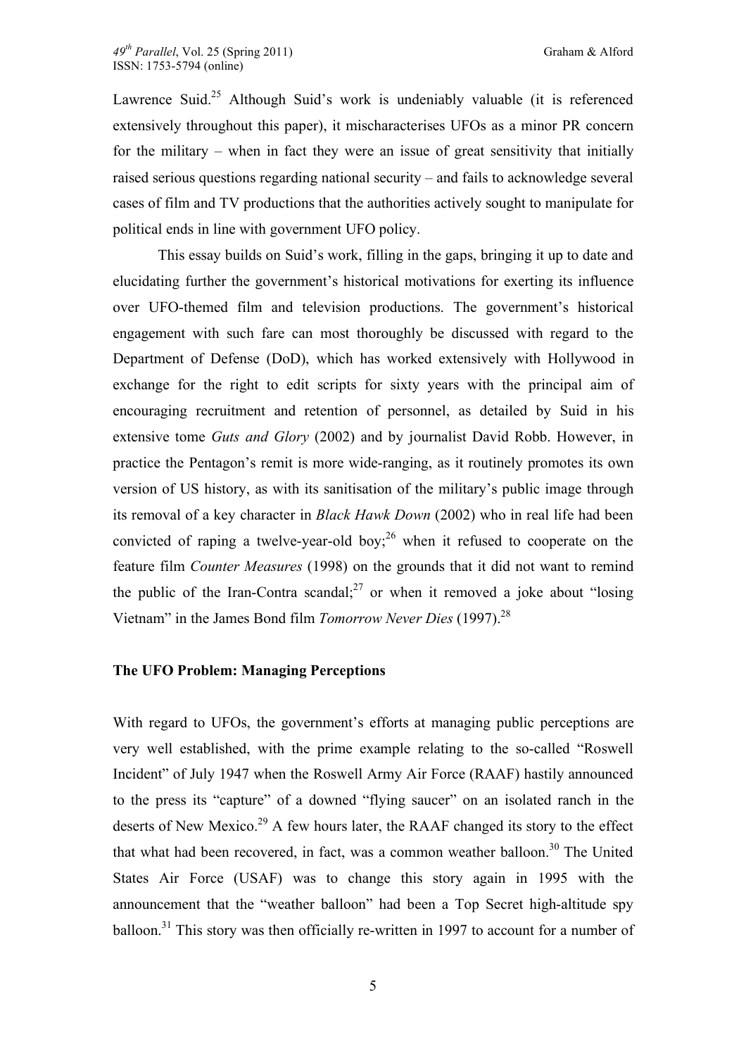Lawrence Suid.[25] Although Suid's work is undeniably valuable (it is referenced extensively throughout this paper), it mischaracterises UFOs as a minor PR concern for the military – when in fact they were an issue of great sensitivity that initially raised serious questions regarding national security – and fails to acknowledge several cases of film and TV productions that the authorities actively sought to manipulate for political ends in line with government UFO policy.

This essay builds on Suid's work, filling in the gaps, bringing it up to date and elucidating further the government's historical motivations for exerting its influence over UFO-themed film and television productions. The government's historical engagement with such fare can most thoroughly be discussed with regard to the Department of Defense (DoD), which has worked extensively with Hollywood in exchange for the right to edit scripts for sixty years with the principal aim of encouraging recruitment and retention of personnel, as detailed by Suid in his extensive tome *Guts and Glory* (2002) and by journalist David Robb. However, in practice the Pentagon's remit is more wide-ranging, as it routinely promotes its own version of US history, as with its sanitisation of the military's public image through its removal of a key character in *Black Hawk Down* (2002) who in real life had been convicted of raping a twelve-year-old boy;[26] when it refused to cooperate on the feature film *Counter Measures* (1998) on the grounds that it did not want to remind the public of the Iran-Contra scandal;[27] or when it removed a joke about "losing Vietnam" in the James Bond film *Tomorrow Never Dies* (1997).[28]

## The UFO Problem: Managing Perceptions

With regard to UFOs, the government's efforts at managing public perceptions are very well established, with the prime example relating to the so-called "Roswell Incident" of July 1947 when the Roswell Army Air Force (RAAF) hastily announced to the press its "capture" of a downed "flying saucer" on an isolated ranch in the deserts of New Mexico.[29] A few hours later, the RAAF changed its story to the effect that what had been recovered, in fact, was a common weather balloon.[30] The United States Air Force (USAF) was to change this story again in 1995 with the announcement that the "weather balloon" had been a Top Secret high-altitude spy balloon.[31] This story was then officially re-written in 1997 to account for a number of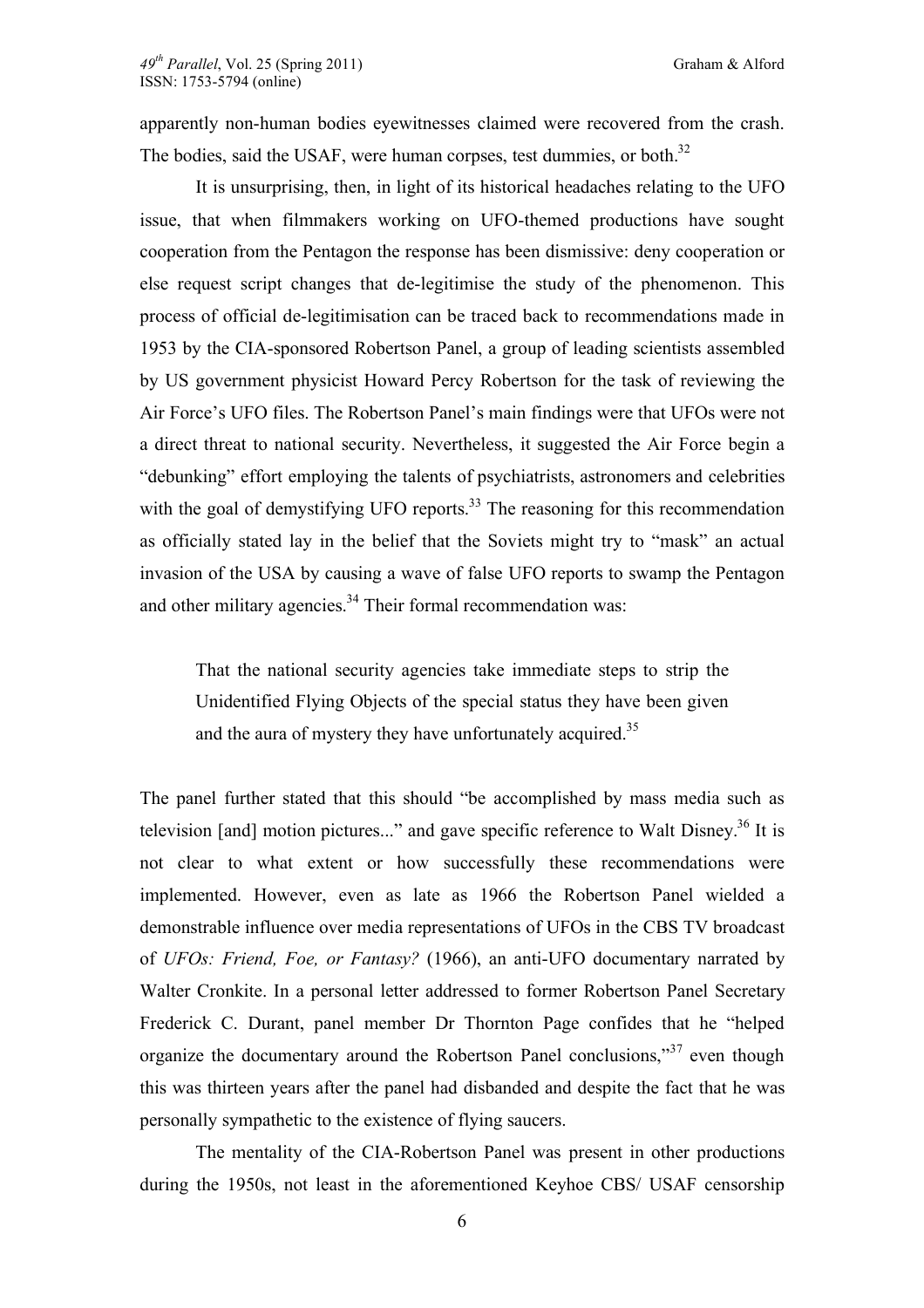apparently non-human bodies eyewitnesses claimed were recovered from the crash. The bodies, said the USAF, were human corpses, test dummies, or both.[32]

It is unsurprising, then, in light of its historical headaches relating to the UFO issue, that when filmmakers working on UFO-themed productions have sought cooperation from the Pentagon the response has been dismissive: deny cooperation or else request script changes that de-legitimise the study of the phenomenon. This process of official de-legitimisation can be traced back to recommendations made in 1953 by the CIA-sponsored Robertson Panel, a group of leading scientists assembled by US government physicist Howard Percy Robertson for the task of reviewing the Air Force's UFO files. The Robertson Panel's main findings were that UFOs were not a direct threat to national security. Nevertheless, it suggested the Air Force begin a "debunking" effort employing the talents of psychiatrists, astronomers and celebrities with the goal of demystifying UFO reports.[33] The reasoning for this recommendation as officially stated lay in the belief that the Soviets might try to "mask" an actual invasion of the USA by causing a wave of false UFO reports to swamp the Pentagon and other military agencies.[34] Their formal recommendation was:

> That the national security agencies take immediate steps to strip the Unidentified Flying Objects of the special status they have been given and the aura of mystery they have unfortunately acquired.[35]

The panel further stated that this should "be accomplished by mass media such as television [and] motion pictures..." and gave specific reference to Walt Disney.[36] It is not clear to what extent or how successfully these recommendations were implemented. However, even as late as 1966 the Robertson Panel wielded a demonstrable influence over media representations of UFOs in the CBS TV broadcast of *UFOs: Friend, Foe, or Fantasy?* (1966), an anti-UFO documentary narrated by Walter Cronkite. In a personal letter addressed to former Robertson Panel Secretary Frederick C. Durant, panel member Dr Thornton Page confides that he "helped organize the documentary around the Robertson Panel conclusions,"[37] even though this was thirteen years after the panel had disbanded and despite the fact that he was personally sympathetic to the existence of flying saucers.

The mentality of the CIA-Robertson Panel was present in other productions during the 1950s, not least in the aforementioned Keyhoe CBS/ USAF censorship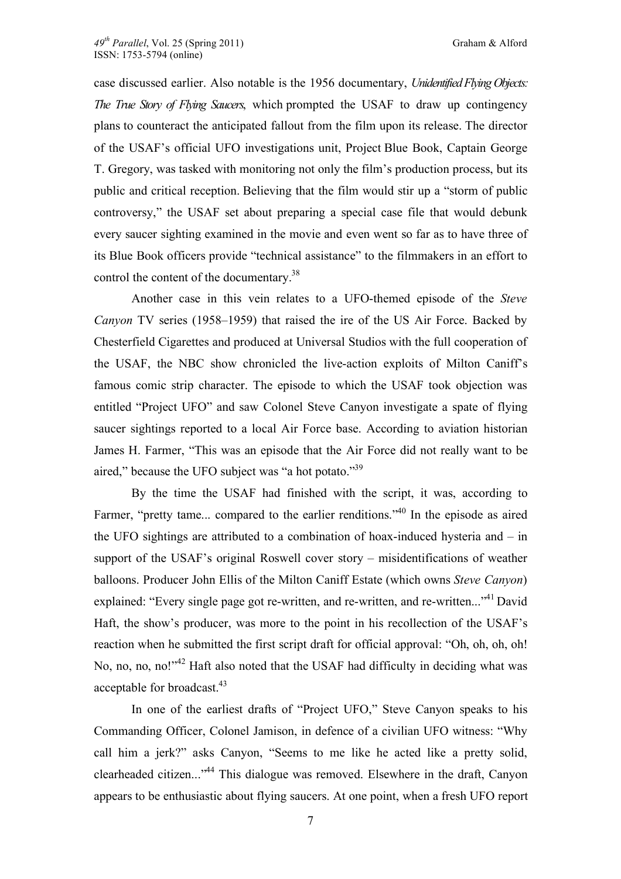case discussed earlier. Also notable is the 1956 documentary, *Unidentified Flying Objects: The True Story of Flying Saucers*, which prompted the USAF to draw up contingency plans to counteract the anticipated fallout from the film upon its release. The director of the USAF's official UFO investigations unit, Project Blue Book, Captain George T. Gregory, was tasked with monitoring not only the film's production process, but its public and critical reception. Believing that the film would stir up a "storm of public controversy," the USAF set about preparing a special case file that would debunk every saucer sighting examined in the movie and even went so far as to have three of its Blue Book officers provide "technical assistance" to the filmmakers in an effort to control the content of the documentary.[38]

Another case in this vein relates to a UFO-themed episode of the *Steve Canyon* TV series (1958–1959) that raised the ire of the US Air Force. Backed by Chesterfield Cigarettes and produced at Universal Studios with the full cooperation of the USAF, the NBC show chronicled the live-action exploits of Milton Caniff's famous comic strip character. The episode to which the USAF took objection was entitled "Project UFO" and saw Colonel Steve Canyon investigate a spate of flying saucer sightings reported to a local Air Force base. According to aviation historian James H. Farmer, "This was an episode that the Air Force did not really want to be aired," because the UFO subject was "a hot potato."[39]

By the time the USAF had finished with the script, it was, according to Farmer, "pretty tame... compared to the earlier renditions."[40] In the episode as aired the UFO sightings are attributed to a combination of hoax-induced hysteria and – in support of the USAF's original Roswell cover story – misidentifications of weather balloons. Producer John Ellis of the Milton Caniff Estate (which owns *Steve Canyon*) explained: "Every single page got re-written, and re-written, and re-written..."[41] David Haft, the show's producer, was more to the point in his recollection of the USAF's reaction when he submitted the first script draft for official approval: "Oh, oh, oh, oh! No, no, no, no!"[42] Haft also noted that the USAF had difficulty in deciding what was acceptable for broadcast.[43]

In one of the earliest drafts of "Project UFO," Steve Canyon speaks to his Commanding Officer, Colonel Jamison, in defence of a civilian UFO witness: "Why call him a jerk?" asks Canyon, "Seems to me like he acted like a pretty solid, clearheaded citizen..."[44] This dialogue was removed. Elsewhere in the draft, Canyon appears to be enthusiastic about flying saucers. At one point, when a fresh UFO report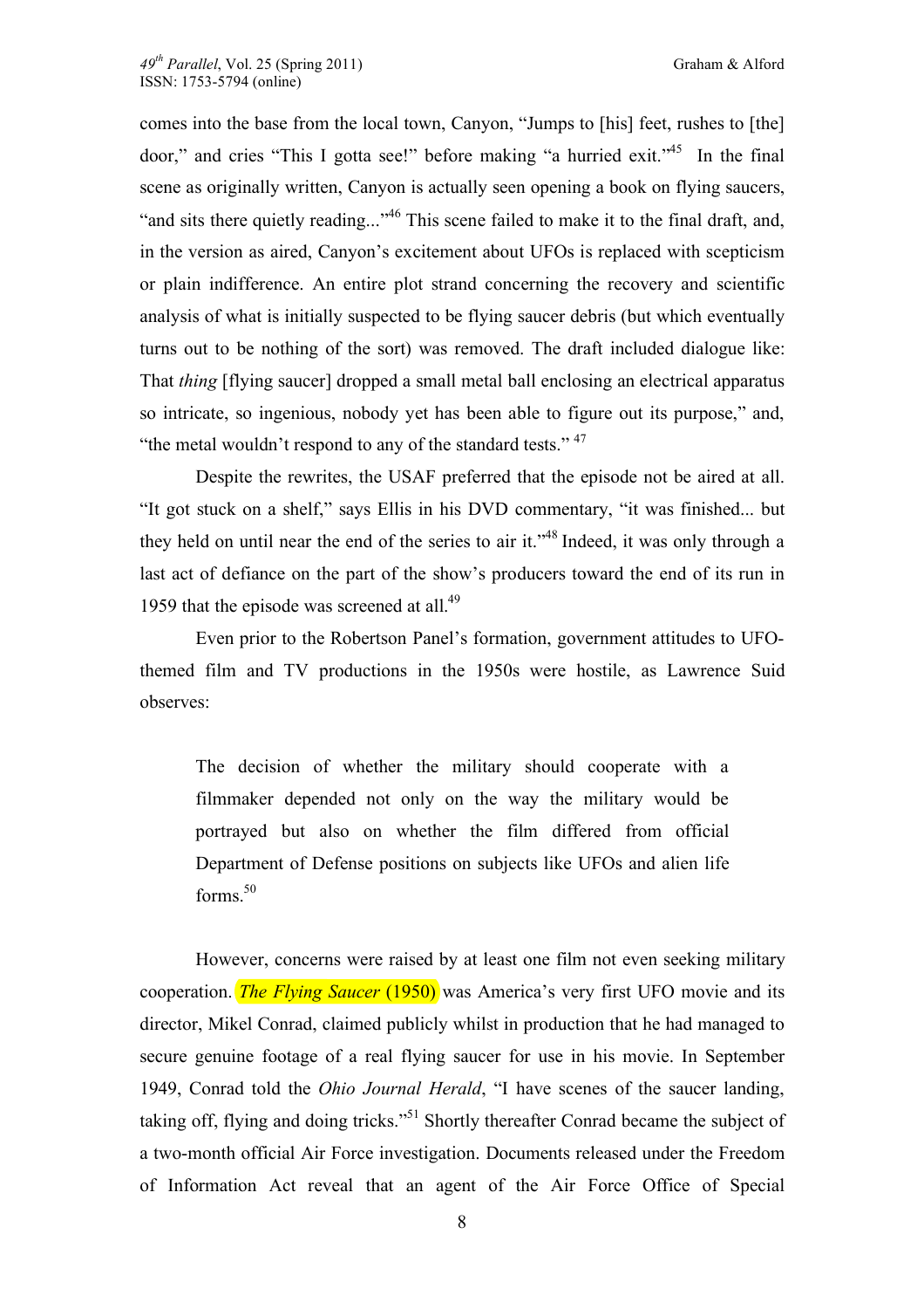comes into the base from the local town, Canyon, "Jumps to [his] feet, rushes to [the] door," and cries "This I gotta see!" before making "a hurried exit."[45] In the final scene as originally written, Canyon is actually seen opening a book on flying saucers, "and sits there quietly reading..."[46] This scene failed to make it to the final draft, and, in the version as aired, Canyon's excitement about UFOs is replaced with scepticism or plain indifference. An entire plot strand concerning the recovery and scientific analysis of what is initially suspected to be flying saucer debris (but which eventually turns out to be nothing of the sort) was removed. The draft included dialogue like: That *thing* [flying saucer] dropped a small metal ball enclosing an electrical apparatus so intricate, so ingenious, nobody yet has been able to figure out its purpose," and, "the metal wouldn't respond to any of the standard tests." [47]

Despite the rewrites, the USAF preferred that the episode not be aired at all. "It got stuck on a shelf," says Ellis in his DVD commentary, "it was finished... but they held on until near the end of the series to air it."[48] Indeed, it was only through a last act of defiance on the part of the show's producers toward the end of its run in 1959 that the episode was screened at all.[49]

Even prior to the Robertson Panel's formation, government attitudes to UFO-themed film and TV productions in the 1950s were hostile, as Lawrence Suid observes:

> The decision of whether the military should cooperate with a filmmaker depended not only on the way the military would be portrayed but also on whether the film differed from official Department of Defense positions on subjects like UFOs and alien life forms.[50]

However, concerns were raised by at least one film not even seeking military cooperation. *The Flying Saucer* (1950) was America's very first UFO movie and its director, Mikel Conrad, claimed publicly whilst in production that he had managed to secure genuine footage of a real flying saucer for use in his movie. In September 1949, Conrad told the *Ohio Journal Herald*, "I have scenes of the saucer landing, taking off, flying and doing tricks."[51] Shortly thereafter Conrad became the subject of a two-month official Air Force investigation. Documents released under the Freedom of Information Act reveal that an agent of the Air Force Office of Special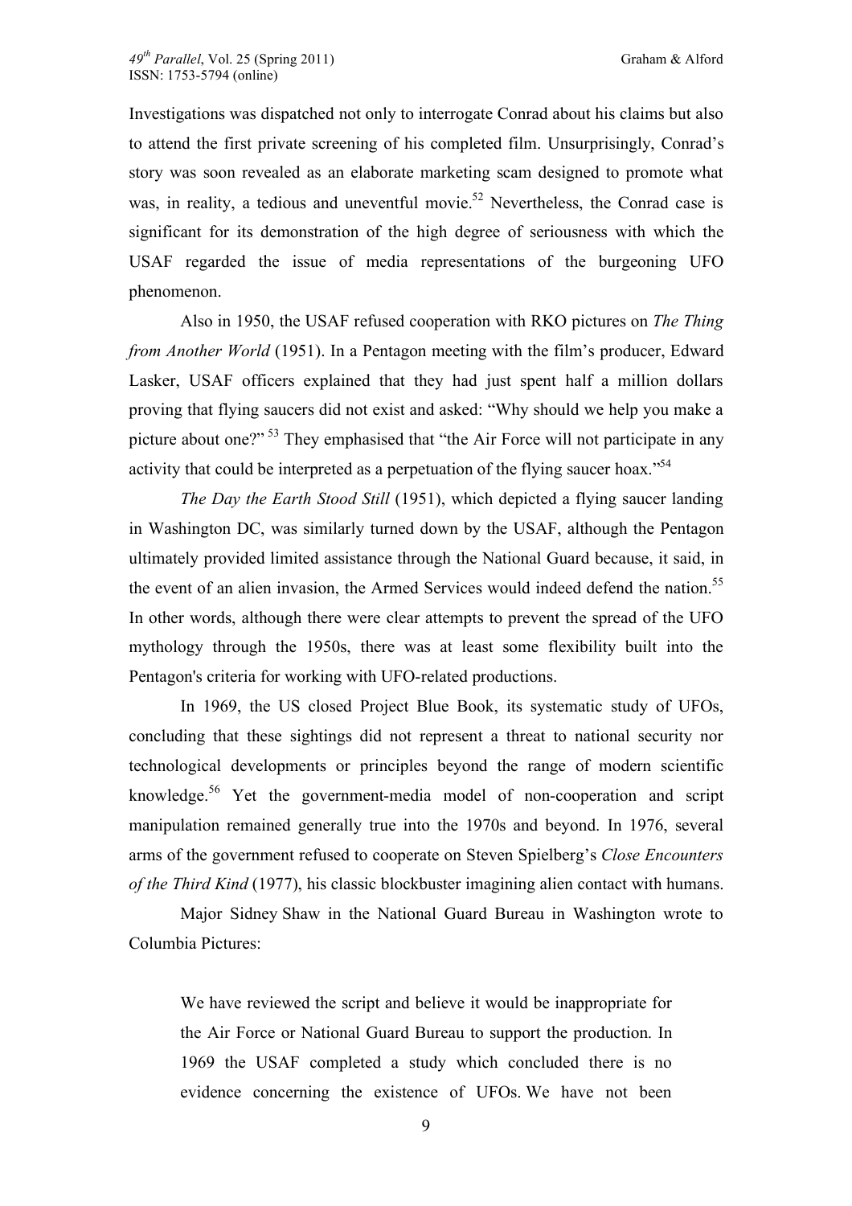Investigations was dispatched not only to interrogate Conrad about his claims but also to attend the first private screening of his completed film. Unsurprisingly, Conrad's story was soon revealed as an elaborate marketing scam designed to promote what was, in reality, a tedious and uneventful movie.[52] Nevertheless, the Conrad case is significant for its demonstration of the high degree of seriousness with which the USAF regarded the issue of media representations of the burgeoning UFO phenomenon.

Also in 1950, the USAF refused cooperation with RKO pictures on *The Thing from Another World* (1951). In a Pentagon meeting with the film's producer, Edward Lasker, USAF officers explained that they had just spent half a million dollars proving that flying saucers did not exist and asked: "Why should we help you make a picture about one?"[53] They emphasised that "the Air Force will not participate in any activity that could be interpreted as a perpetuation of the flying saucer hoax."[54]

*The Day the Earth Stood Still* (1951), which depicted a flying saucer landing in Washington DC, was similarly turned down by the USAF, although the Pentagon ultimately provided limited assistance through the National Guard because, it said, in the event of an alien invasion, the Armed Services would indeed defend the nation.[55] In other words, although there were clear attempts to prevent the spread of the UFO mythology through the 1950s, there was at least some flexibility built into the Pentagon's criteria for working with UFO-related productions.

In 1969, the US closed Project Blue Book, its systematic study of UFOs, concluding that these sightings did not represent a threat to national security nor technological developments or principles beyond the range of modern scientific knowledge.[56] Yet the government-media model of non-cooperation and script manipulation remained generally true into the 1970s and beyond. In 1976, several arms of the government refused to cooperate on Steven Spielberg's *Close Encounters of the Third Kind* (1977), his classic blockbuster imagining alien contact with humans.

Major Sidney Shaw in the National Guard Bureau in Washington wrote to Columbia Pictures:

> We have reviewed the script and believe it would be inappropriate for the Air Force or National Guard Bureau to support the production. In 1969 the USAF completed a study which concluded there is no evidence concerning the existence of UFOs. We have not been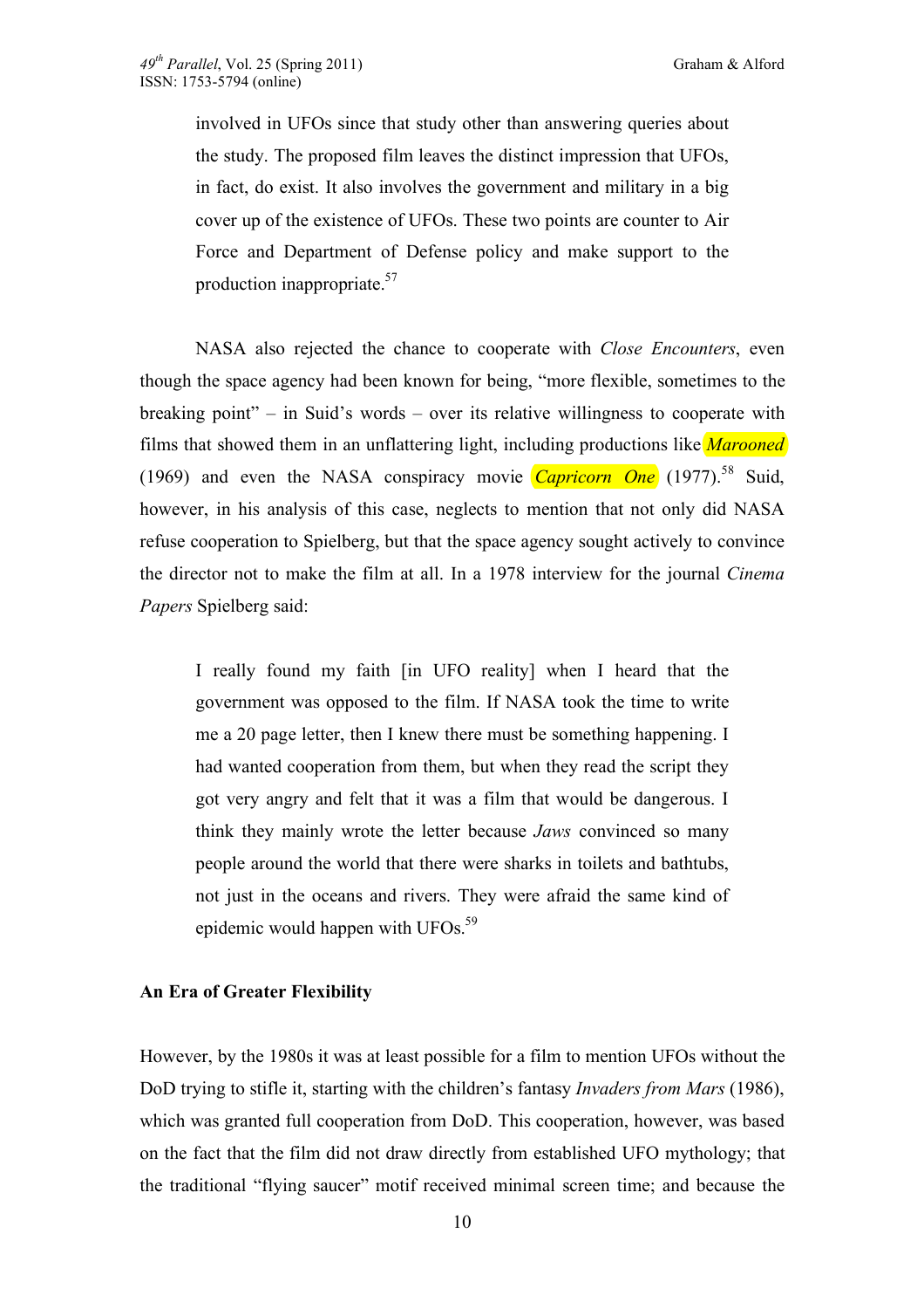> involved in UFOs since that study other than answering queries about the study. The proposed film leaves the distinct impression that UFOs, in fact, do exist. It also involves the government and military in a big cover up of the existence of UFOs. These two points are counter to Air Force and Department of Defense policy and make support to the production inappropriate.[57]

NASA also rejected the chance to cooperate with *Close Encounters*, even though the space agency had been known for being, "more flexible, sometimes to the breaking point" – in Suid's words – over its relative willingness to cooperate with films that showed them in an unflattering light, including productions like *Marooned* (1969) and even the NASA conspiracy movie *Capricorn One* (1977).[58] Suid, however, in his analysis of this case, neglects to mention that not only did NASA refuse cooperation to Spielberg, but that the space agency sought actively to convince the director not to make the film at all. In a 1978 interview for the journal *Cinema Papers* Spielberg said:

> I really found my faith [in UFO reality] when I heard that the government was opposed to the film. If NASA took the time to write me a 20 page letter, then I knew there must be something happening. I had wanted cooperation from them, but when they read the script they got very angry and felt that it was a film that would be dangerous. I think they mainly wrote the letter because *Jaws* convinced so many people around the world that there were sharks in toilets and bathtubs, not just in the oceans and rivers. They were afraid the same kind of epidemic would happen with UFOs.[59]

**An Era of Greater Flexibility**

However, by the 1980s it was at least possible for a film to mention UFOs without the DoD trying to stifle it, starting with the children's fantasy *Invaders from Mars* (1986), which was granted full cooperation from DoD. This cooperation, however, was based on the fact that the film did not draw directly from established UFO mythology; that the traditional "flying saucer" motif received minimal screen time; and because the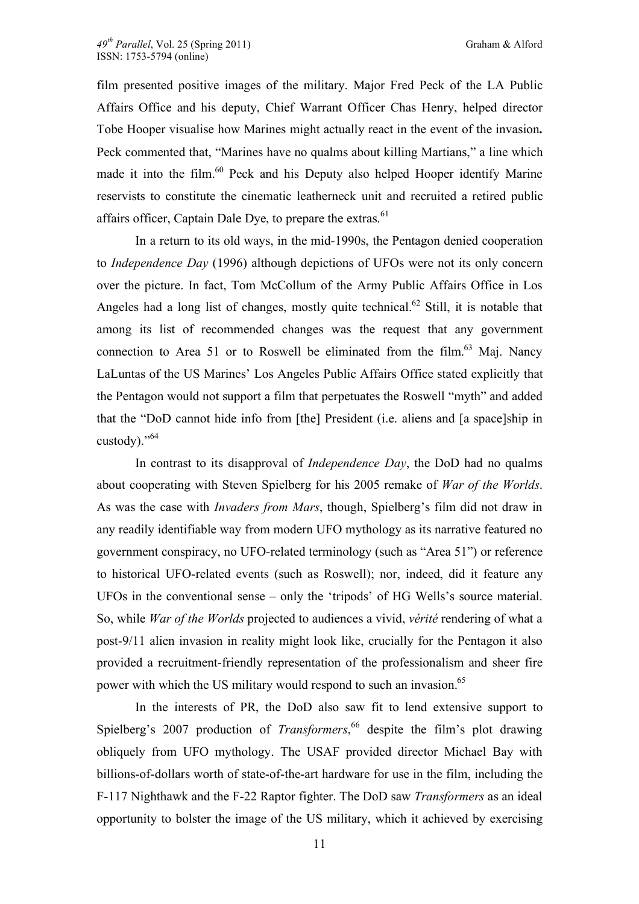film presented positive images of the military. Major Fred Peck of the LA Public Affairs Office and his deputy, Chief Warrant Officer Chas Henry, helped director Tobe Hooper visualise how Marines might actually react in the event of the invasion**.** Peck commented that, "Marines have no qualms about killing Martians," a line which made it into the film.[60] Peck and his Deputy also helped Hooper identify Marine reservists to constitute the cinematic leatherneck unit and recruited a retired public affairs officer, Captain Dale Dye, to prepare the extras.[61]

In a return to its old ways, in the mid-1990s, the Pentagon denied cooperation to *Independence Day* (1996) although depictions of UFOs were not its only concern over the picture. In fact, Tom McCollum of the Army Public Affairs Office in Los Angeles had a long list of changes, mostly quite technical.[62] Still, it is notable that among its list of recommended changes was the request that any government connection to Area 51 or to Roswell be eliminated from the film.[63] Maj. Nancy LaLuntas of the US Marines' Los Angeles Public Affairs Office stated explicitly that the Pentagon would not support a film that perpetuates the Roswell "myth" and added that the "DoD cannot hide info from [the] President (i.e. aliens and [a space]ship in custody)."[64]

In contrast to its disapproval of *Independence Day*, the DoD had no qualms about cooperating with Steven Spielberg for his 2005 remake of *War of the Worlds*. As was the case with *Invaders from Mars*, though, Spielberg's film did not draw in any readily identifiable way from modern UFO mythology as its narrative featured no government conspiracy, no UFO-related terminology (such as "Area 51") or reference to historical UFO-related events (such as Roswell); nor, indeed, did it feature any UFOs in the conventional sense – only the 'tripods' of HG Wells's source material. So, while *War of the Worlds* projected to audiences a vivid, *vérité* rendering of what a post-9/11 alien invasion in reality might look like, crucially for the Pentagon it also provided a recruitment-friendly representation of the professionalism and sheer fire power with which the US military would respond to such an invasion.[65]

In the interests of PR, the DoD also saw fit to lend extensive support to Spielberg's 2007 production of *Transformers*,[66] despite the film's plot drawing obliquely from UFO mythology. The USAF provided director Michael Bay with billions-of-dollars worth of state-of-the-art hardware for use in the film, including the F-117 Nighthawk and the F-22 Raptor fighter. The DoD saw *Transformers* as an ideal opportunity to bolster the image of the US military, which it achieved by exercising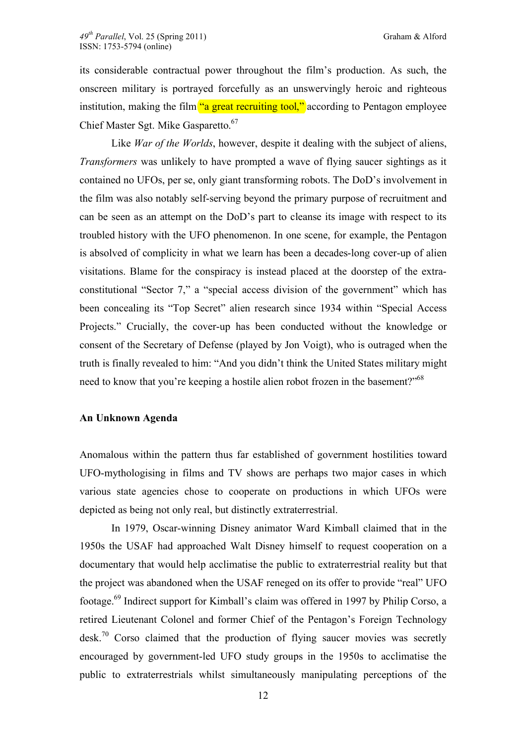its considerable contractual power throughout the film's production. As such, the onscreen military is portrayed forcefully as an unswervingly heroic and righteous institution, making the film "a great recruiting tool," according to Pentagon employee Chief Master Sgt. Mike Gasparetto.[67]

Like *War of the Worlds*, however, despite it dealing with the subject of aliens, *Transformers* was unlikely to have prompted a wave of flying saucer sightings as it contained no UFOs, per se, only giant transforming robots. The DoD's involvement in the film was also notably self-serving beyond the primary purpose of recruitment and can be seen as an attempt on the DoD's part to cleanse its image with respect to its troubled history with the UFO phenomenon. In one scene, for example, the Pentagon is absolved of complicity in what we learn has been a decades-long cover-up of alien visitations. Blame for the conspiracy is instead placed at the doorstep of the extra-constitutional "Sector 7," a "special access division of the government" which has been concealing its "Top Secret" alien research since 1934 within "Special Access Projects." Crucially, the cover-up has been conducted without the knowledge or consent of the Secretary of Defense (played by Jon Voigt), who is outraged when the truth is finally revealed to him: "And you didn't think the United States military might need to know that you're keeping a hostile alien robot frozen in the basement?"[68]

**An Unknown Agenda**

Anomalous within the pattern thus far established of government hostilities toward UFO-mythologising in films and TV shows are perhaps two major cases in which various state agencies chose to cooperate on productions in which UFOs were depicted as being not only real, but distinctly extraterrestrial.

In 1979, Oscar-winning Disney animator Ward Kimball claimed that in the 1950s the USAF had approached Walt Disney himself to request cooperation on a documentary that would help acclimatise the public to extraterrestrial reality but that the project was abandoned when the USAF reneged on its offer to provide "real" UFO footage.[69] Indirect support for Kimball's claim was offered in 1997 by Philip Corso, a retired Lieutenant Colonel and former Chief of the Pentagon's Foreign Technology desk.[70] Corso claimed that the production of flying saucer movies was secretly encouraged by government-led UFO study groups in the 1950s to acclimatise the public to extraterrestrials whilst simultaneously manipulating perceptions of the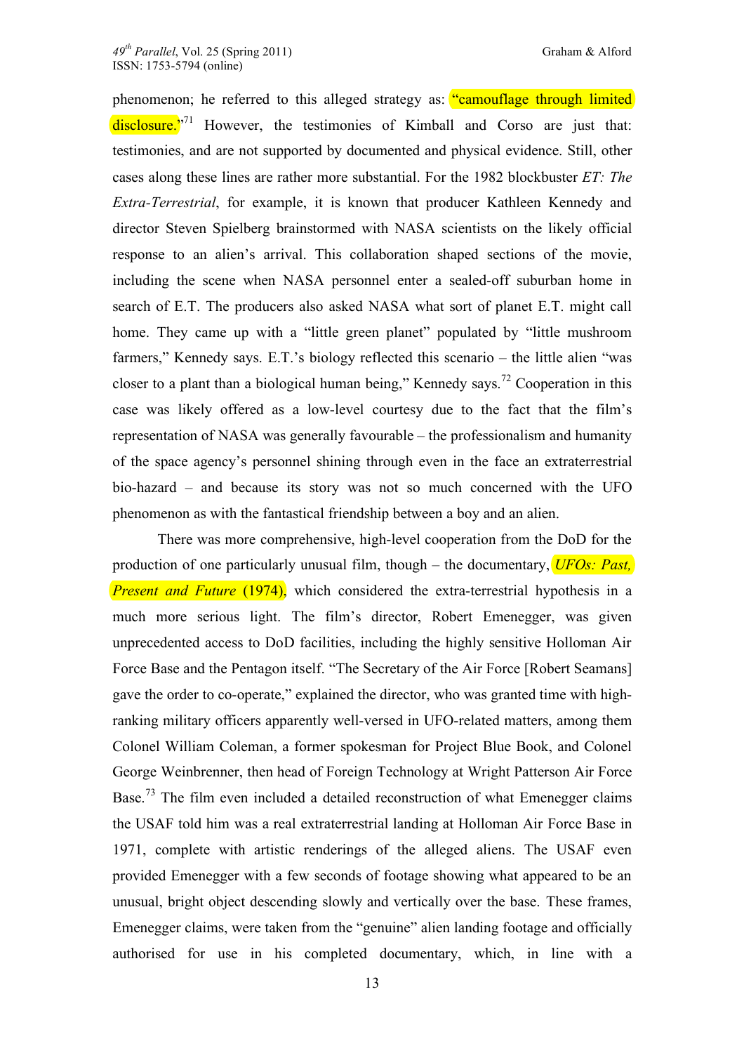phenomenon; he referred to this alleged strategy as: "camouflage through limited disclosure."[71] However, the testimonies of Kimball and Corso are just that: testimonies, and are not supported by documented and physical evidence. Still, other cases along these lines are rather more substantial. For the 1982 blockbuster *ET: The Extra-Terrestrial*, for example, it is known that producer Kathleen Kennedy and director Steven Spielberg brainstormed with NASA scientists on the likely official response to an alien's arrival. This collaboration shaped sections of the movie, including the scene when NASA personnel enter a sealed-off suburban home in search of E.T. The producers also asked NASA what sort of planet E.T. might call home. They came up with a "little green planet" populated by "little mushroom farmers," Kennedy says. E.T.'s biology reflected this scenario – the little alien "was closer to a plant than a biological human being," Kennedy says.[72] Cooperation in this case was likely offered as a low-level courtesy due to the fact that the film's representation of NASA was generally favourable – the professionalism and humanity of the space agency's personnel shining through even in the face an extraterrestrial bio-hazard – and because its story was not so much concerned with the UFO phenomenon as with the fantastical friendship between a boy and an alien.

There was more comprehensive, high-level cooperation from the DoD for the production of one particularly unusual film, though – the documentary, *UFOs: Past, Present and Future* (1974), which considered the extra-terrestrial hypothesis in a much more serious light. The film's director, Robert Emenegger, was given unprecedented access to DoD facilities, including the highly sensitive Holloman Air Force Base and the Pentagon itself. "The Secretary of the Air Force [Robert Seamans] gave the order to co-operate," explained the director, who was granted time with high-ranking military officers apparently well-versed in UFO-related matters, among them Colonel William Coleman, a former spokesman for Project Blue Book, and Colonel George Weinbrenner, then head of Foreign Technology at Wright Patterson Air Force Base.[73] The film even included a detailed reconstruction of what Emenegger claims the USAF told him was a real extraterrestrial landing at Holloman Air Force Base in 1971, complete with artistic renderings of the alleged aliens. The USAF even provided Emenegger with a few seconds of footage showing what appeared to be an unusual, bright object descending slowly and vertically over the base. These frames, Emenegger claims, were taken from the "genuine" alien landing footage and officially authorised for use in his completed documentary, which, in line with a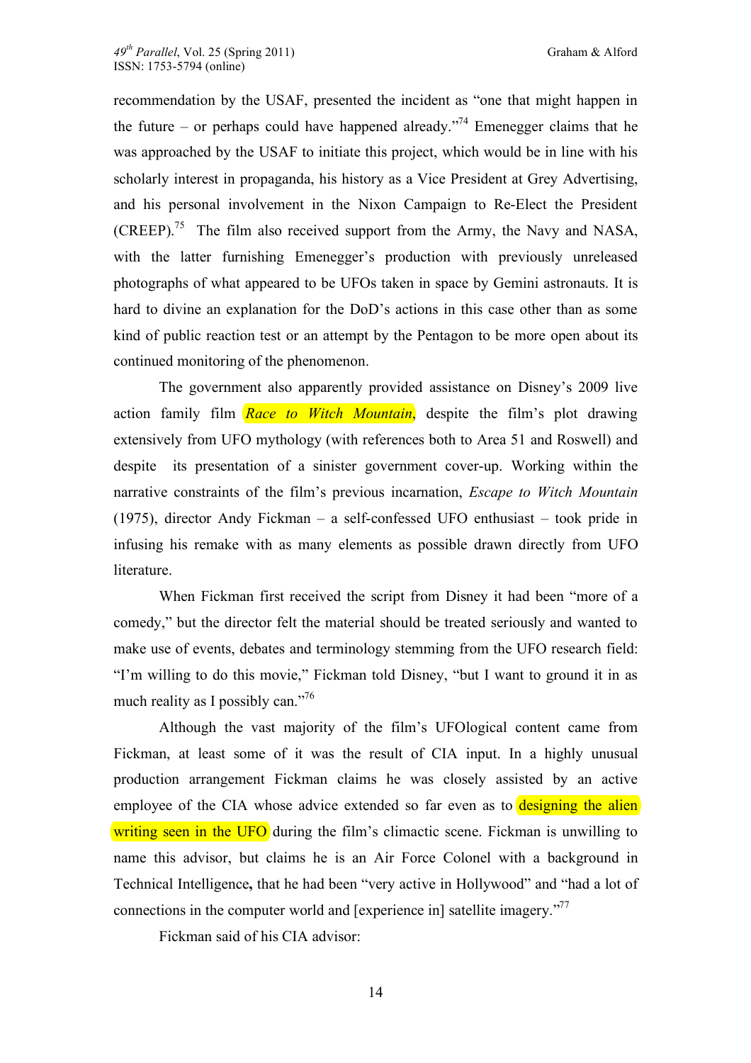recommendation by the USAF, presented the incident as "one that might happen in the future – or perhaps could have happened already."[74] Emenegger claims that he was approached by the USAF to initiate this project, which would be in line with his scholarly interest in propaganda, his history as a Vice President at Grey Advertising, and his personal involvement in the Nixon Campaign to Re-Elect the President (CREEP).[75] The film also received support from the Army, the Navy and NASA, with the latter furnishing Emenegger's production with previously unreleased photographs of what appeared to be UFOs taken in space by Gemini astronauts. It is hard to divine an explanation for the DoD's actions in this case other than as some kind of public reaction test or an attempt by the Pentagon to be more open about its continued monitoring of the phenomenon.

The government also apparently provided assistance on Disney's 2009 live action family film *Race to Witch Mountain*, despite the film's plot drawing extensively from UFO mythology (with references both to Area 51 and Roswell) and despite its presentation of a sinister government cover-up. Working within the narrative constraints of the film's previous incarnation, *Escape to Witch Mountain* (1975), director Andy Fickman – a self-confessed UFO enthusiast – took pride in infusing his remake with as many elements as possible drawn directly from UFO literature.

When Fickman first received the script from Disney it had been "more of a comedy," but the director felt the material should be treated seriously and wanted to make use of events, debates and terminology stemming from the UFO research field: "I'm willing to do this movie," Fickman told Disney, "but I want to ground it in as much reality as I possibly can."[76]

Although the vast majority of the film's UFOlogical content came from Fickman, at least some of it was the result of CIA input. In a highly unusual production arrangement Fickman claims he was closely assisted by an active employee of the CIA whose advice extended so far even as to designing the alien writing seen in the UFO during the film's climactic scene. Fickman is unwilling to name this advisor, but claims he is an Air Force Colonel with a background in Technical Intelligence**,** that he had been "very active in Hollywood" and "had a lot of connections in the computer world and [experience in] satellite imagery."[77]

Fickman said of his CIA advisor: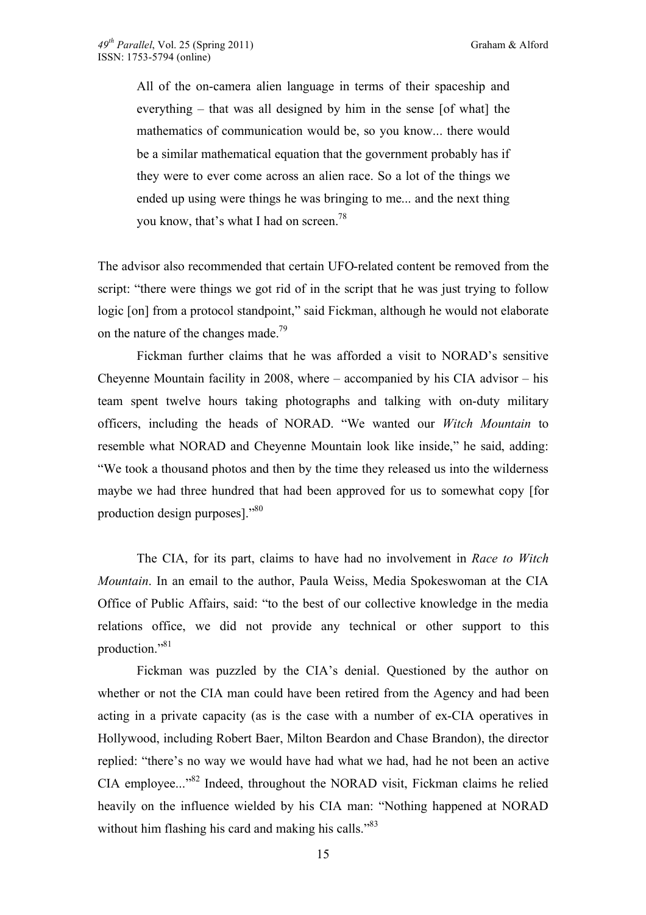> All of the on-camera alien language in terms of their spaceship and everything – that was all designed by him in the sense [of what] the mathematics of communication would be, so you know... there would be a similar mathematical equation that the government probably has if they were to ever come across an alien race. So a lot of the things we ended up using were things he was bringing to me... and the next thing you know, that's what I had on screen.[78]

The advisor also recommended that certain UFO-related content be removed from the script: "there were things we got rid of in the script that he was just trying to follow logic [on] from a protocol standpoint," said Fickman, although he would not elaborate on the nature of the changes made.[79]

Fickman further claims that he was afforded a visit to NORAD's sensitive Cheyenne Mountain facility in 2008, where – accompanied by his CIA advisor – his team spent twelve hours taking photographs and talking with on-duty military officers, including the heads of NORAD. "We wanted our *Witch Mountain* to resemble what NORAD and Cheyenne Mountain look like inside," he said, adding: "We took a thousand photos and then by the time they released us into the wilderness maybe we had three hundred that had been approved for us to somewhat copy [for production design purposes]."[80]

The CIA, for its part, claims to have had no involvement in *Race to Witch Mountain*. In an email to the author, Paula Weiss, Media Spokeswoman at the CIA Office of Public Affairs, said: "to the best of our collective knowledge in the media relations office, we did not provide any technical or other support to this production."[81]

Fickman was puzzled by the CIA's denial. Questioned by the author on whether or not the CIA man could have been retired from the Agency and had been acting in a private capacity (as is the case with a number of ex-CIA operatives in Hollywood, including Robert Baer, Milton Beardon and Chase Brandon), the director replied: "there's no way we would have had what we had, had he not been an active CIA employee..."[82] Indeed, throughout the NORAD visit, Fickman claims he relied heavily on the influence wielded by his CIA man: "Nothing happened at NORAD without him flashing his card and making his calls."[83]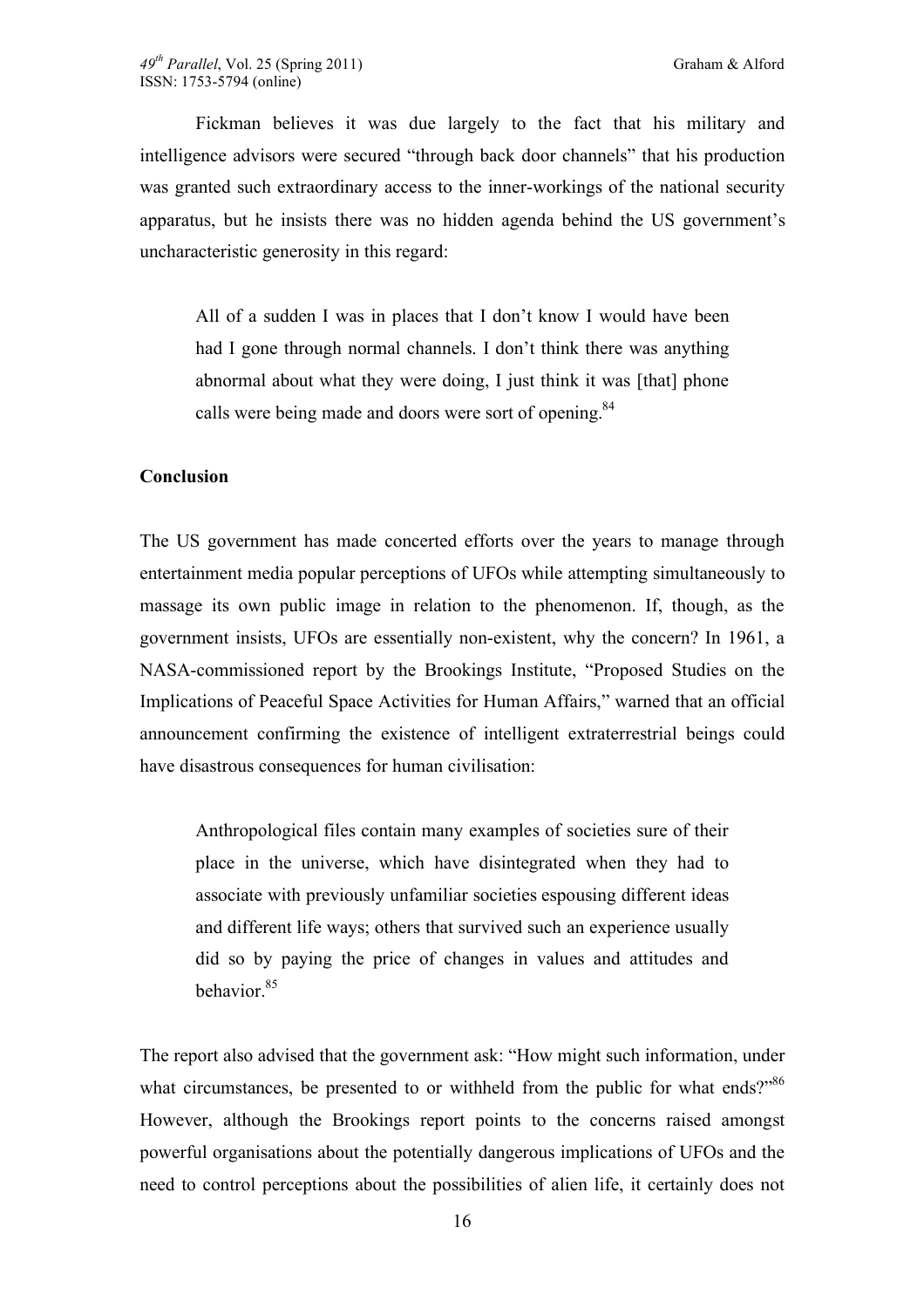Fickman believes it was due largely to the fact that his military and intelligence advisors were secured "through back door channels" that his production was granted such extraordinary access to the inner-workings of the national security apparatus, but he insists there was no hidden agenda behind the US government's uncharacteristic generosity in this regard:

> All of a sudden I was in places that I don't know I would have been had I gone through normal channels. I don't think there was anything abnormal about what they were doing, I just think it was [that] phone calls were being made and doors were sort of opening.[84]

**Conclusion**

The US government has made concerted efforts over the years to manage through entertainment media popular perceptions of UFOs while attempting simultaneously to massage its own public image in relation to the phenomenon. If, though, as the government insists, UFOs are essentially non-existent, why the concern? In 1961, a NASA-commissioned report by the Brookings Institute, "Proposed Studies on the Implications of Peaceful Space Activities for Human Affairs," warned that an official announcement confirming the existence of intelligent extraterrestrial beings could have disastrous consequences for human civilisation:

> Anthropological files contain many examples of societies sure of their place in the universe, which have disintegrated when they had to associate with previously unfamiliar societies espousing different ideas and different life ways; others that survived such an experience usually did so by paying the price of changes in values and attitudes and behavior.[85]

The report also advised that the government ask: "How might such information, under what circumstances, be presented to or withheld from the public for what ends?"[86] However, although the Brookings report points to the concerns raised amongst powerful organisations about the potentially dangerous implications of UFOs and the need to control perceptions about the possibilities of alien life, it certainly does not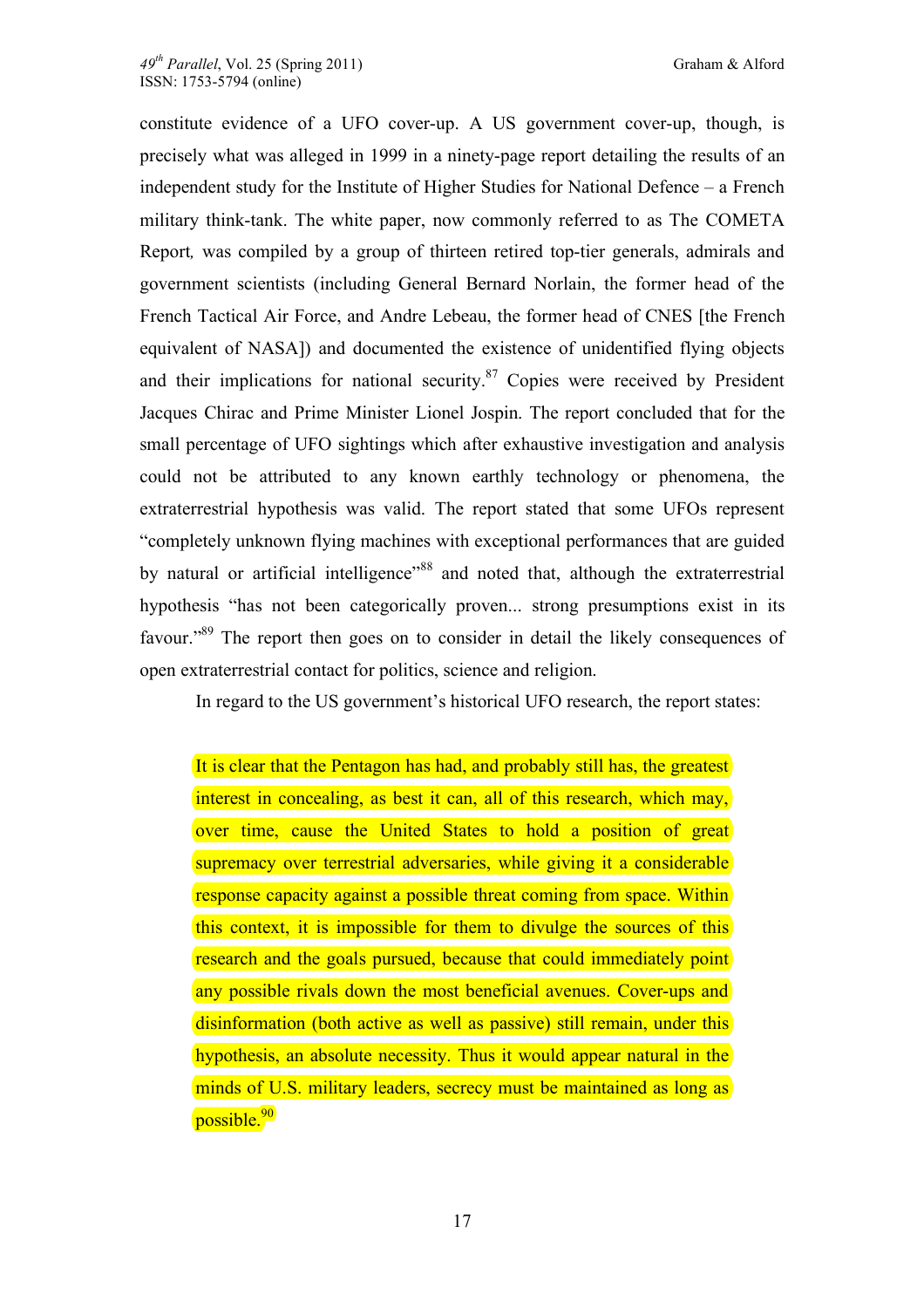constitute evidence of a UFO cover-up. A US government cover-up, though, is precisely what was alleged in 1999 in a ninety-page report detailing the results of an independent study for the Institute of Higher Studies for National Defence – a French military think-tank. The white paper, now commonly referred to as The COMETA Report*,* was compiled by a group of thirteen retired top-tier generals, admirals and government scientists (including General Bernard Norlain, the former head of the French Tactical Air Force, and Andre Lebeau, the former head of CNES [the French equivalent of NASA]) and documented the existence of unidentified flying objects and their implications for national security.[87] Copies were received by President Jacques Chirac and Prime Minister Lionel Jospin. The report concluded that for the small percentage of UFO sightings which after exhaustive investigation and analysis could not be attributed to any known earthly technology or phenomena, the extraterrestrial hypothesis was valid. The report stated that some UFOs represent "completely unknown flying machines with exceptional performances that are guided by natural or artificial intelligence"[88] and noted that, although the extraterrestrial hypothesis "has not been categorically proven... strong presumptions exist in its favour."[89] The report then goes on to consider in detail the likely consequences of open extraterrestrial contact for politics, science and religion.

In regard to the US government's historical UFO research, the report states:

> It is clear that the Pentagon has had, and probably still has, the greatest interest in concealing, as best it can, all of this research, which may, over time, cause the United States to hold a position of great supremacy over terrestrial adversaries, while giving it a considerable response capacity against a possible threat coming from space. Within this context, it is impossible for them to divulge the sources of this research and the goals pursued, because that could immediately point any possible rivals down the most beneficial avenues. Cover-ups and disinformation (both active as well as passive) still remain, under this hypothesis, an absolute necessity. Thus it would appear natural in the minds of U.S. military leaders, secrecy must be maintained as long as possible.[90]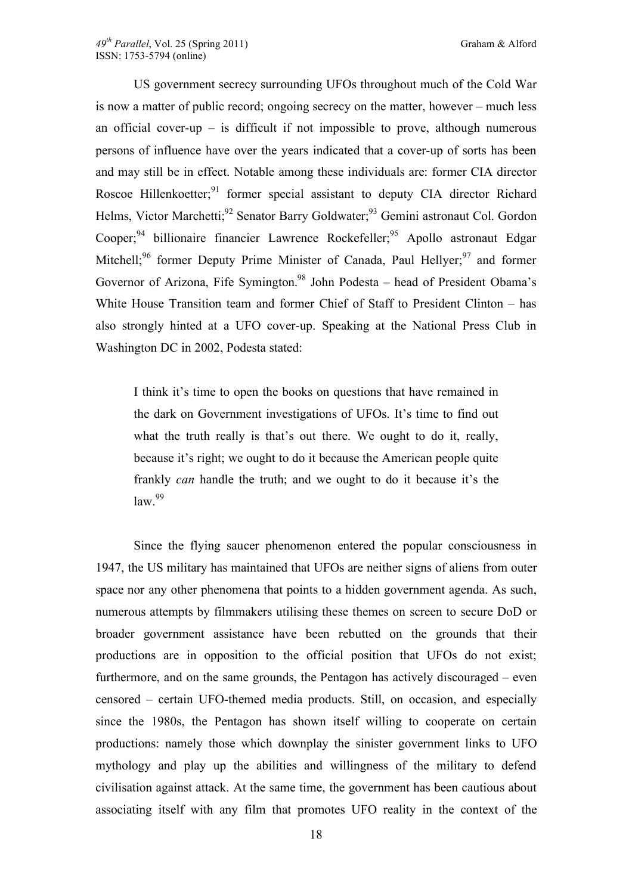US government secrecy surrounding UFOs throughout much of the Cold War is now a matter of public record; ongoing secrecy on the matter, however – much less an official cover-up – is difficult if not impossible to prove, although numerous persons of influence have over the years indicated that a cover-up of sorts has been and may still be in effect. Notable among these individuals are: former CIA director Roscoe Hillenkoetter;[91] former special assistant to deputy CIA director Richard Helms, Victor Marchetti;[92] Senator Barry Goldwater;[93] Gemini astronaut Col. Gordon Cooper;[94] billionaire financier Lawrence Rockefeller;[95] Apollo astronaut Edgar Mitchell;[96] former Deputy Prime Minister of Canada, Paul Hellyer;[97] and former Governor of Arizona, Fife Symington.[98] John Podesta – head of President Obama's White House Transition team and former Chief of Staff to President Clinton – has also strongly hinted at a UFO cover-up. Speaking at the National Press Club in Washington DC in 2002, Podesta stated:

> I think it's time to open the books on questions that have remained in the dark on Government investigations of UFOs. It's time to find out what the truth really is that's out there. We ought to do it, really, because it's right; we ought to do it because the American people quite frankly *can* handle the truth; and we ought to do it because it's the law.[99]

Since the flying saucer phenomenon entered the popular consciousness in 1947, the US military has maintained that UFOs are neither signs of aliens from outer space nor any other phenomena that points to a hidden government agenda. As such, numerous attempts by filmmakers utilising these themes on screen to secure DoD or broader government assistance have been rebutted on the grounds that their productions are in opposition to the official position that UFOs do not exist; furthermore, and on the same grounds, the Pentagon has actively discouraged – even censored – certain UFO-themed media products. Still, on occasion, and especially since the 1980s, the Pentagon has shown itself willing to cooperate on certain productions: namely those which downplay the sinister government links to UFO mythology and play up the abilities and willingness of the military to defend civilisation against attack. At the same time, the government has been cautious about associating itself with any film that promotes UFO reality in the context of the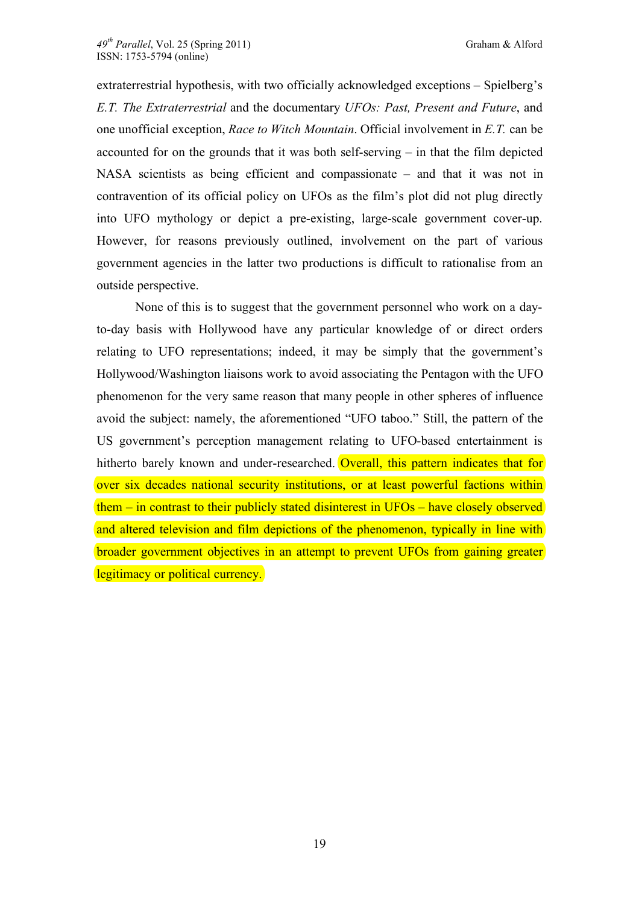extraterrestrial hypothesis, with two officially acknowledged exceptions – Spielberg's *E.T. The Extraterrestrial* and the documentary *UFOs: Past, Present and Future*, and one unofficial exception, *Race to Witch Mountain*. Official involvement in *E.T.* can be accounted for on the grounds that it was both self-serving – in that the film depicted NASA scientists as being efficient and compassionate – and that it was not in contravention of its official policy on UFOs as the film's plot did not plug directly into UFO mythology or depict a pre-existing, large-scale government cover-up. However, for reasons previously outlined, involvement on the part of various government agencies in the latter two productions is difficult to rationalise from an outside perspective.

None of this is to suggest that the government personnel who work on a day-to-day basis with Hollywood have any particular knowledge of or direct orders relating to UFO representations; indeed, it may be simply that the government's Hollywood/Washington liaisons work to avoid associating the Pentagon with the UFO phenomenon for the very same reason that many people in other spheres of influence avoid the subject: namely, the aforementioned "UFO taboo." Still, the pattern of the US government's perception management relating to UFO-based entertainment is hitherto barely known and under-researched. Overall, this pattern indicates that for over six decades national security institutions, or at least powerful factions within them – in contrast to their publicly stated disinterest in UFOs – have closely observed and altered television and film depictions of the phenomenon, typically in line with broader government objectives in an attempt to prevent UFOs from gaining greater legitimacy or political currency.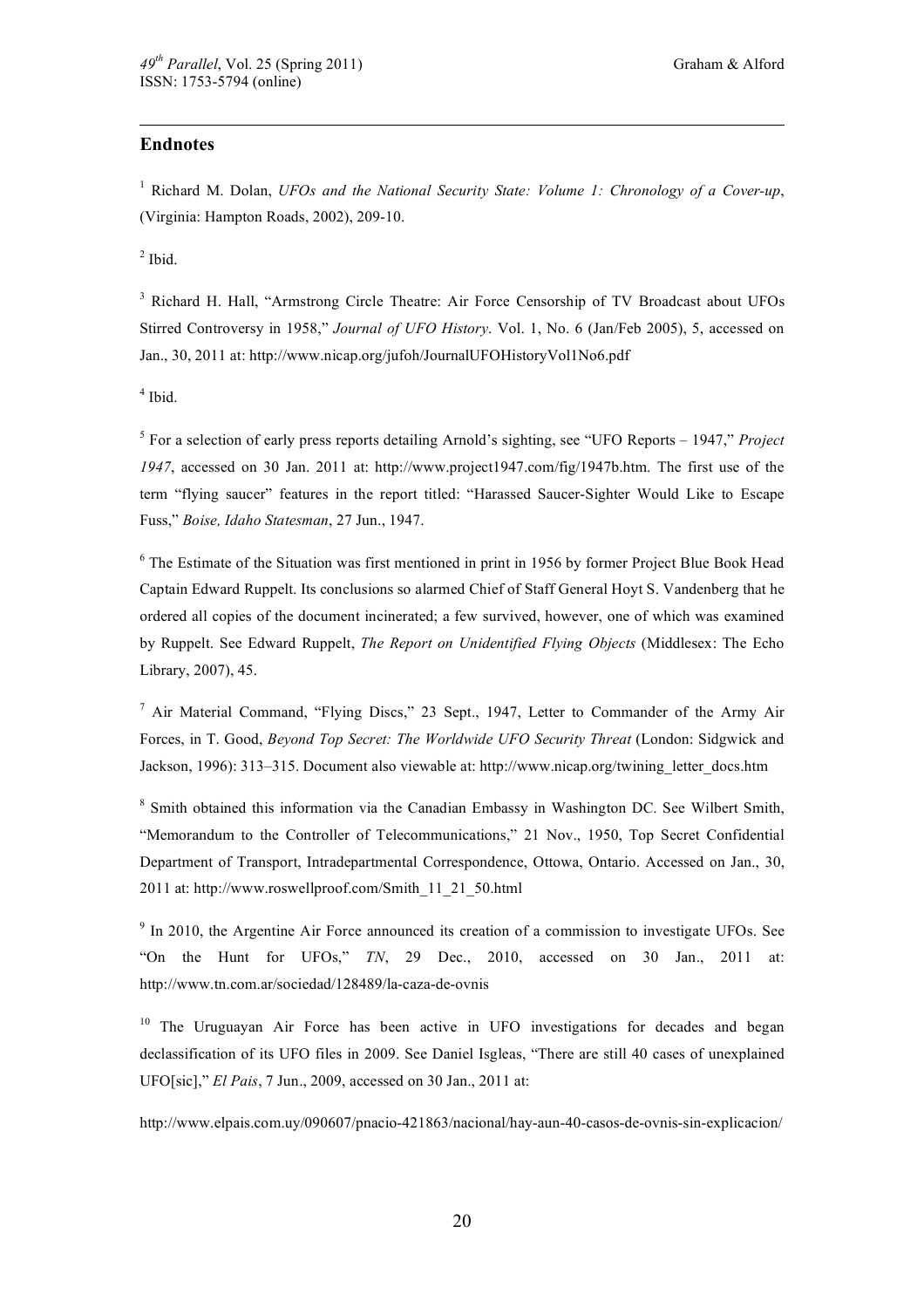## Endnotes

[1] Richard M. Dolan, *UFOs and the National Security State: Volume 1: Chronology of a Cover-up*, (Virginia: Hampton Roads, 2002), 209-10.

[2] Ibid.

[3] Richard H. Hall, "Armstrong Circle Theatre: Air Force Censorship of TV Broadcast about UFOs Stirred Controversy in 1958," *Journal of UFO History*. Vol. 1, No. 6 (Jan/Feb 2005), 5, accessed on Jan., 30, 2011 at: http://www.nicap.org/jufoh/JournalUFOHistoryVol1No6.pdf

[4] Ibid.

[5] For a selection of early press reports detailing Arnold's sighting, see "UFO Reports – 1947," *Project 1947*, accessed on 30 Jan. 2011 at: http://www.project1947.com/fig/1947b.htm. The first use of the term "flying saucer" features in the report titled: "Harassed Saucer-Sighter Would Like to Escape Fuss," *Boise, Idaho Statesman*, 27 Jun., 1947.

[6] The Estimate of the Situation was first mentioned in print in 1956 by former Project Blue Book Head Captain Edward Ruppelt. Its conclusions so alarmed Chief of Staff General Hoyt S. Vandenberg that he ordered all copies of the document incinerated; a few survived, however, one of which was examined by Ruppelt. See Edward Ruppelt, *The Report on Unidentified Flying Objects* (Middlesex: The Echo Library, 2007), 45.

[7] Air Material Command, "Flying Discs," 23 Sept., 1947, Letter to Commander of the Army Air Forces, in T. Good, *Beyond Top Secret: The Worldwide UFO Security Threat* (London: Sidgwick and Jackson, 1996): 313–315. Document also viewable at: http://www.nicap.org/twining_letter_docs.htm

[8] Smith obtained this information via the Canadian Embassy in Washington DC. See Wilbert Smith, "Memorandum to the Controller of Telecommunications," 21 Nov., 1950, Top Secret Confidential Department of Transport, Intradepartmental Correspondence, Ottowa, Ontario. Accessed on Jan., 30, 2011 at: http://www.roswellproof.com/Smith_11_21_50.html

[9] In 2010, the Argentine Air Force announced its creation of a commission to investigate UFOs. See "On the Hunt for UFOs," *TN*, 29 Dec., 2010, accessed on 30 Jan., 2011 at: http://www.tn.com.ar/sociedad/128489/la-caza-de-ovnis

[10] The Uruguayan Air Force has been active in UFO investigations for decades and began declassification of its UFO files in 2009. See Daniel Isgleas, "There are still 40 cases of unexplained UFO[sic]," *El Pais*, 7 Jun., 2009, accessed on 30 Jan., 2011 at:

http://www.elpais.com.uy/090607/pnacio-421863/nacional/hay-aun-40-casos-de-ovnis-sin-explicacion/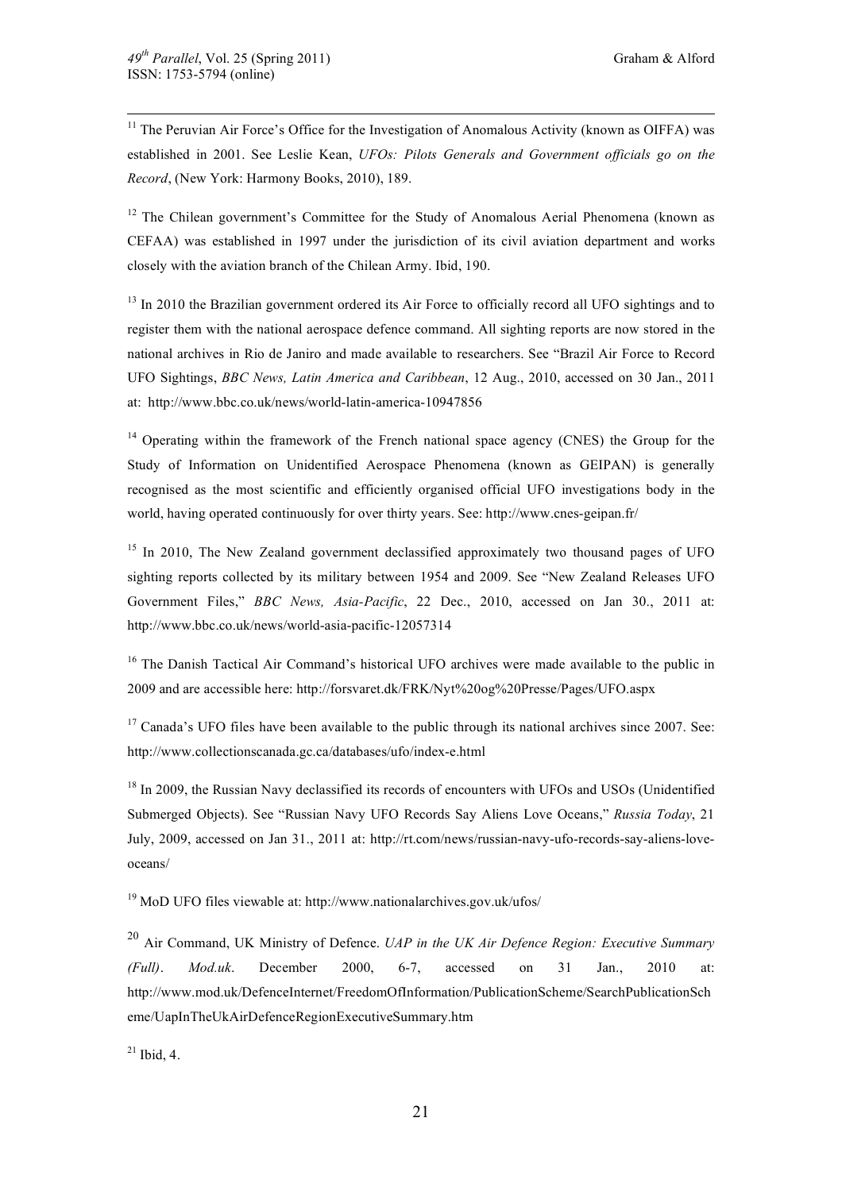[11] The Peruvian Air Force's Office for the Investigation of Anomalous Activity (known as OIFFA) was established in 2001. See Leslie Kean, *UFOs: Pilots Generals and Government officials go on the Record*, (New York: Harmony Books, 2010), 189.

[12] The Chilean government's Committee for the Study of Anomalous Aerial Phenomena (known as CEFAA) was established in 1997 under the jurisdiction of its civil aviation department and works closely with the aviation branch of the Chilean Army. Ibid, 190.

[13] In 2010 the Brazilian government ordered its Air Force to officially record all UFO sightings and to register them with the national aerospace defence command. All sighting reports are now stored in the national archives in Rio de Janiro and made available to researchers. See "Brazil Air Force to Record UFO Sightings, *BBC News, Latin America and Caribbean*, 12 Aug., 2010, accessed on 30 Jan., 2011 at: http://www.bbc.co.uk/news/world-latin-america-10947856

[14] Operating within the framework of the French national space agency (CNES) the Group for the Study of Information on Unidentified Aerospace Phenomena (known as GEIPAN) is generally recognised as the most scientific and efficiently organised official UFO investigations body in the world, having operated continuously for over thirty years. See: http://www.cnes-geipan.fr/

[15] In 2010, The New Zealand government declassified approximately two thousand pages of UFO sighting reports collected by its military between 1954 and 2009. See "New Zealand Releases UFO Government Files," *BBC News, Asia-Pacific*, 22 Dec., 2010, accessed on Jan 30., 2011 at: http://www.bbc.co.uk/news/world-asia-pacific-12057314

[16] The Danish Tactical Air Command's historical UFO archives were made available to the public in 2009 and are accessible here: http://forsvaret.dk/FRK/Nyt%20og%20Presse/Pages/UFO.aspx

[17] Canada's UFO files have been available to the public through its national archives since 2007. See: http://www.collectionscanada.gc.ca/databases/ufo/index-e.html

[18] In 2009, the Russian Navy declassified its records of encounters with UFOs and USOs (Unidentified Submerged Objects). See "Russian Navy UFO Records Say Aliens Love Oceans," *Russia Today*, 21 July, 2009, accessed on Jan 31., 2011 at: http://rt.com/news/russian-navy-ufo-records-say-aliens-love-oceans/

[19] MoD UFO files viewable at: http://www.nationalarchives.gov.uk/ufos/

[20] Air Command, UK Ministry of Defence. *UAP in the UK Air Defence Region: Executive Summary (Full)*. *Mod.uk*. December 2000, 6-7, accessed on 31 Jan., 2010 at: http://www.mod.uk/DefenceInternet/FreedomOfInformation/PublicationScheme/SearchPublicationScheme/UapInTheUkAirDefenceRegionExecutiveSummary.htm

[21] Ibid, 4.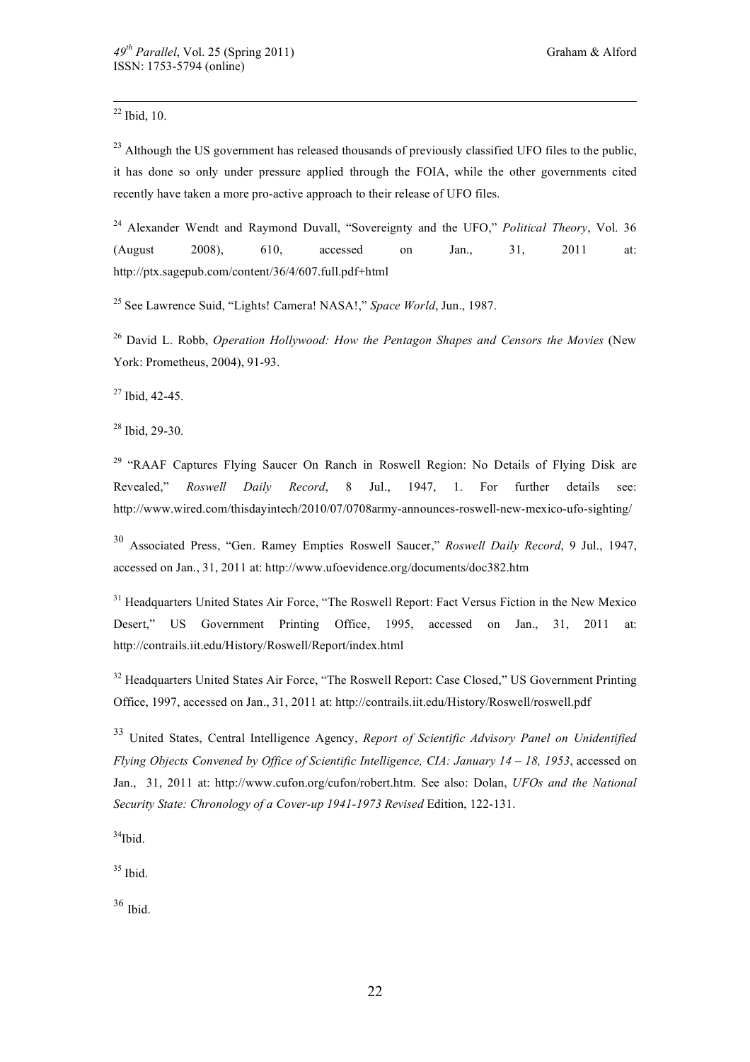[22] Ibid, 10.

[23] Although the US government has released thousands of previously classified UFO files to the public, it has done so only under pressure applied through the FOIA, while the other governments cited recently have taken a more pro-active approach to their release of UFO files.

[24] Alexander Wendt and Raymond Duvall, "Sovereignty and the UFO," *Political Theory*, Vol. 36 (August 2008), 610, accessed on Jan., 31, 2011 at: http://ptx.sagepub.com/content/36/4/607.full.pdf+html

[25] See Lawrence Suid, "Lights! Camera! NASA!," *Space World*, Jun., 1987.

[26] David L. Robb, *Operation Hollywood: How the Pentagon Shapes and Censors the Movies* (New York: Prometheus, 2004), 91-93.

[27] Ibid, 42-45.

[28] Ibid, 29-30.

[29] "RAAF Captures Flying Saucer On Ranch in Roswell Region: No Details of Flying Disk are Revealed," *Roswell Daily Record*, 8 Jul., 1947, 1. For further details see: http://www.wired.com/thisdayintech/2010/07/0708army-announces-roswell-new-mexico-ufo-sighting/

[30] Associated Press, "Gen. Ramey Empties Roswell Saucer," *Roswell Daily Record*, 9 Jul., 1947, accessed on Jan., 31, 2011 at: http://www.ufoevidence.org/documents/doc382.htm

[31] Headquarters United States Air Force, "The Roswell Report: Fact Versus Fiction in the New Mexico Desert," US Government Printing Office, 1995, accessed on Jan., 31, 2011 at: http://contrails.iit.edu/History/Roswell/Report/index.html

[32] Headquarters United States Air Force, "The Roswell Report: Case Closed," US Government Printing Office, 1997, accessed on Jan., 31, 2011 at: http://contrails.iit.edu/History/Roswell/roswell.pdf

[33] United States, Central Intelligence Agency, *Report of Scientific Advisory Panel on Unidentified Flying Objects Convened by Office of Scientific Intelligence, CIA: January 14 – 18, 1953*, accessed on Jan., 31, 2011 at: http://www.cufon.org/cufon/robert.htm. See also: Dolan, *UFOs and the National Security State: Chronology of a Cover-up 1941-1973 Revised* Edition, 122-131.

[34] Ibid.

[35] Ibid.

[36] Ibid.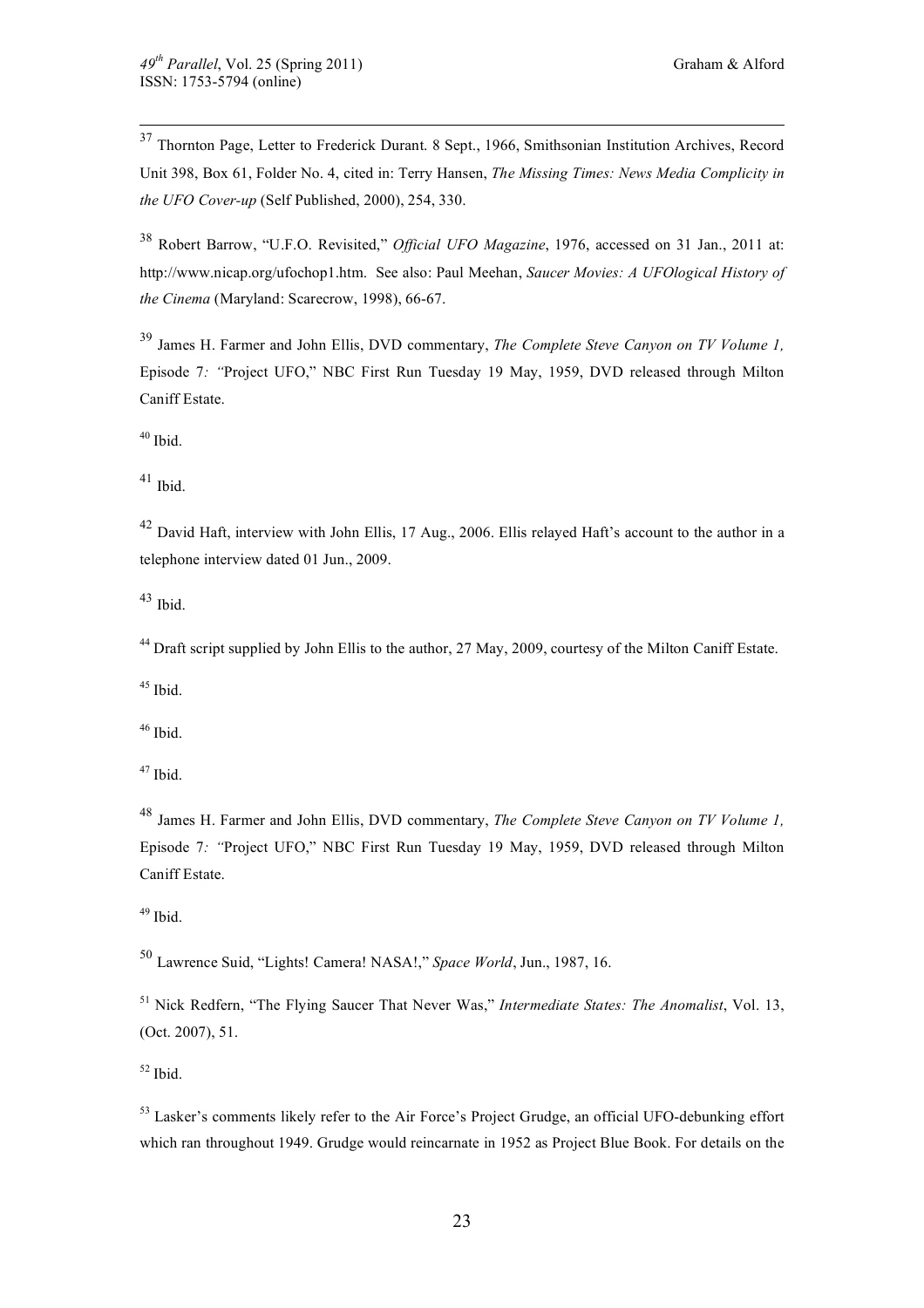[37] Thornton Page, Letter to Frederick Durant. 8 Sept., 1966, Smithsonian Institution Archives, Record Unit 398, Box 61, Folder No. 4, cited in: Terry Hansen, *The Missing Times: News Media Complicity in the UFO Cover-up* (Self Published, 2000), 254, 330.

[38] Robert Barrow, "U.F.O. Revisited," *Official UFO Magazine*, 1976, accessed on 31 Jan., 2011 at: http://www.nicap.org/ufochop1.htm. See also: Paul Meehan, *Saucer Movies: A UFOlogical History of the Cinema* (Maryland: Scarecrow, 1998), 66-67.

[39] James H. Farmer and John Ellis, DVD commentary, *The Complete Steve Canyon on TV Volume 1,* Episode 7*: "*Project UFO," NBC First Run Tuesday 19 May, 1959, DVD released through Milton Caniff Estate.

[40] Ibid.

[41] Ibid.

[42] David Haft, interview with John Ellis, 17 Aug., 2006. Ellis relayed Haft's account to the author in a telephone interview dated 01 Jun., 2009.

[43] Ibid.

[44] Draft script supplied by John Ellis to the author, 27 May, 2009, courtesy of the Milton Caniff Estate.

[45] Ibid.

[46] Ibid.

[47] Ibid.

[48] James H. Farmer and John Ellis, DVD commentary, *The Complete Steve Canyon on TV Volume 1,* Episode 7*: "*Project UFO," NBC First Run Tuesday 19 May, 1959, DVD released through Milton Caniff Estate.

[49] Ibid.

[50] Lawrence Suid, "Lights! Camera! NASA!," *Space World*, Jun., 1987, 16.

[51] Nick Redfern, "The Flying Saucer That Never Was," *Intermediate States: The Anomalist*, Vol. 13, (Oct. 2007), 51.

[52] Ibid.

[53] Lasker's comments likely refer to the Air Force's Project Grudge, an official UFO-debunking effort which ran throughout 1949. Grudge would reincarnate in 1952 as Project Blue Book. For details on the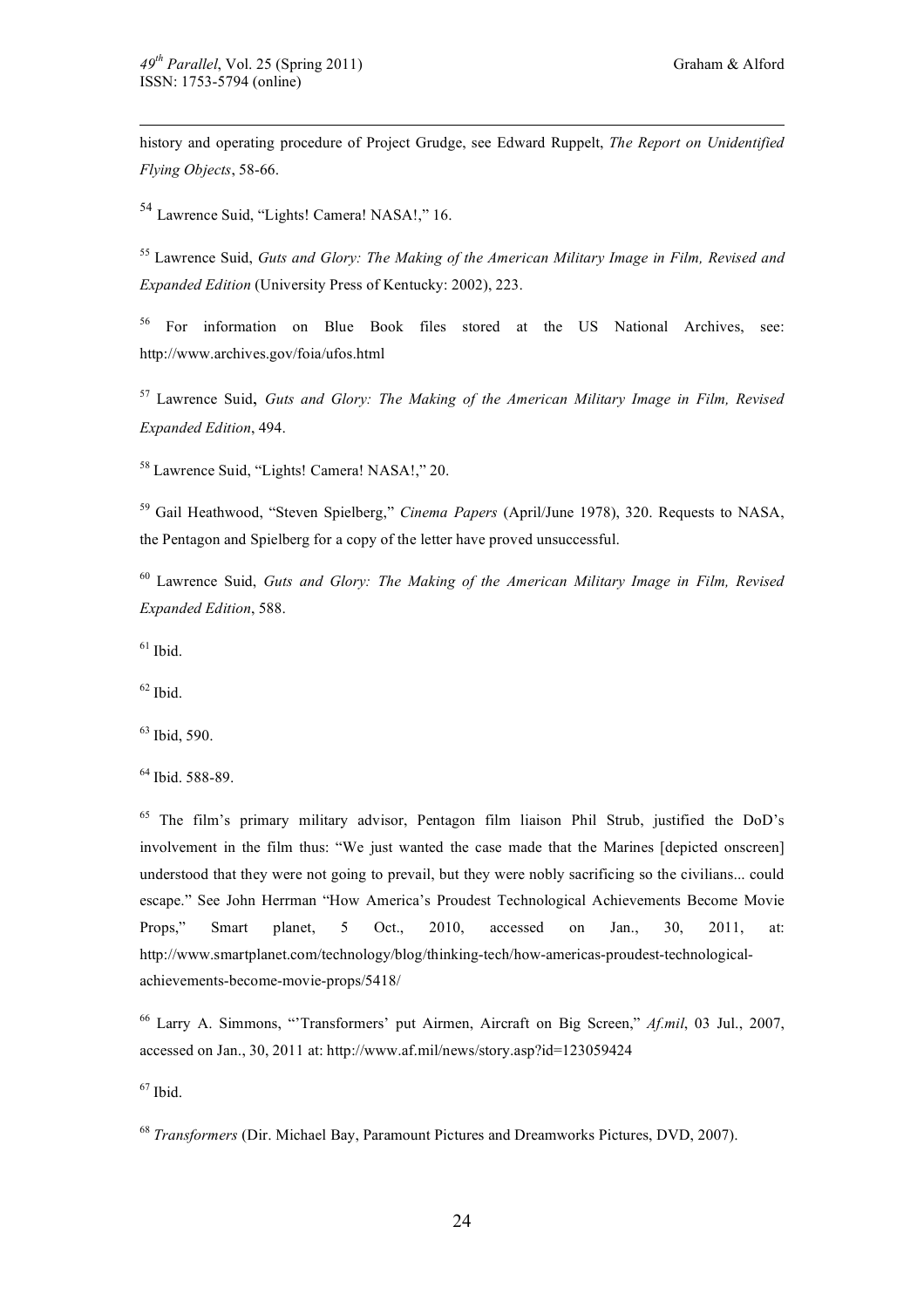history and operating procedure of Project Grudge, see Edward Ruppelt, *The Report on Unidentified Flying Objects*, 58-66.

[54] Lawrence Suid, "Lights! Camera! NASA!," 16.

[55] Lawrence Suid, *Guts and Glory: The Making of the American Military Image in Film, Revised and Expanded Edition* (University Press of Kentucky: 2002), 223.

[56] For information on Blue Book files stored at the US National Archives, see: http://www.archives.gov/foia/ufos.html

[57] Lawrence Suid, *Guts and Glory: The Making of the American Military Image in Film, Revised Expanded Edition*, 494.

[58] Lawrence Suid, "Lights! Camera! NASA!," 20.

[59] Gail Heathwood, "Steven Spielberg," *Cinema Papers* (April/June 1978), 320. Requests to NASA, the Pentagon and Spielberg for a copy of the letter have proved unsuccessful.

[60] Lawrence Suid, *Guts and Glory: The Making of the American Military Image in Film, Revised Expanded Edition*, 588.

[61] Ibid.

[62] Ibid.

[63] Ibid, 590.

[64] Ibid. 588-89.

[65] The film's primary military advisor, Pentagon film liaison Phil Strub, justified the DoD's involvement in the film thus: "We just wanted the case made that the Marines [depicted onscreen] understood that they were not going to prevail, but they were nobly sacrificing so the civilians... could escape." See John Herrman "How America's Proudest Technological Achievements Become Movie Props," Smart planet, 5 Oct., 2010, accessed on Jan., 30, 2011, at: http://www.smartplanet.com/technology/blog/thinking-tech/how-americas-proudest-technological-achievements-become-movie-props/5418/

[66] Larry A. Simmons, "'Transformers' put Airmen, Aircraft on Big Screen," *Af.mil*, 03 Jul., 2007, accessed on Jan., 30, 2011 at: http://www.af.mil/news/story.asp?id=123059424

[67] Ibid.

[68] *Transformers* (Dir. Michael Bay, Paramount Pictures and Dreamworks Pictures, DVD, 2007).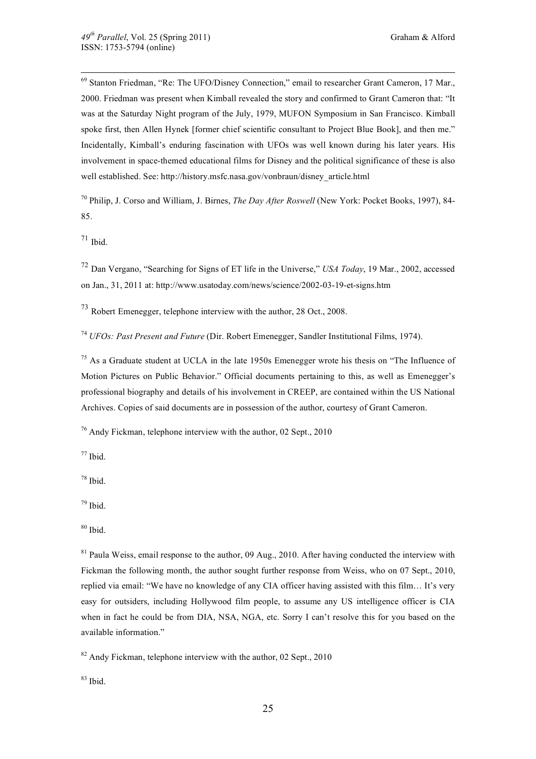[69] Stanton Friedman, "Re: The UFO/Disney Connection," email to researcher Grant Cameron, 17 Mar., 2000. Friedman was present when Kimball revealed the story and confirmed to Grant Cameron that: "It was at the Saturday Night program of the July, 1979, MUFON Symposium in San Francisco. Kimball spoke first, then Allen Hynek [former chief scientific consultant to Project Blue Book], and then me." Incidentally, Kimball's enduring fascination with UFOs was well known during his later years. His involvement in space-themed educational films for Disney and the political significance of these is also well established. See: http://history.msfc.nasa.gov/vonbraun/disney_article.html

[70] Philip, J. Corso and William, J. Birnes, *The Day After Roswell* (New York: Pocket Books, 1997), 84-85.

[71] Ibid.

[72] Dan Vergano, "Searching for Signs of ET life in the Universe," *USA Today*, 19 Mar., 2002, accessed on Jan., 31, 2011 at: http://www.usatoday.com/news/science/2002-03-19-et-signs.htm

[73] Robert Emenegger, telephone interview with the author, 28 Oct., 2008.

[74] *UFOs: Past Present and Future* (Dir. Robert Emenegger, Sandler Institutional Films, 1974).

[75] As a Graduate student at UCLA in the late 1950s Emenegger wrote his thesis on "The Influence of Motion Pictures on Public Behavior." Official documents pertaining to this, as well as Emenegger's professional biography and details of his involvement in CREEP, are contained within the US National Archives. Copies of said documents are in possession of the author, courtesy of Grant Cameron.

[76] Andy Fickman, telephone interview with the author, 02 Sept., 2010

[77] Ibid.

[78] Ibid.

[79] Ibid.

[80] Ibid.

[81] Paula Weiss, email response to the author, 09 Aug., 2010. After having conducted the interview with Fickman the following month, the author sought further response from Weiss, who on 07 Sept., 2010, replied via email: "We have no knowledge of any CIA officer having assisted with this film… It's very easy for outsiders, including Hollywood film people, to assume any US intelligence officer is CIA when in fact he could be from DIA, NSA, NGA, etc. Sorry I can't resolve this for you based on the available information."

[82] Andy Fickman, telephone interview with the author, 02 Sept., 2010

[83] Ibid.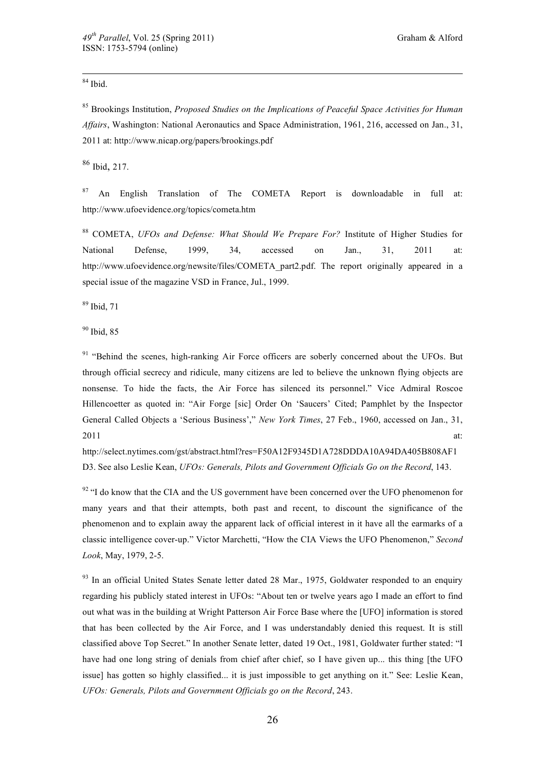[84] Ibid.

[85] Brookings Institution, *Proposed Studies on the Implications of Peaceful Space Activities for Human Affairs*, Washington: National Aeronautics and Space Administration, 1961, 216, accessed on Jan., 31, 2011 at: http://www.nicap.org/papers/brookings.pdf

[86] Ibid, 217.

[87] An English Translation of The COMETA Report is downloadable in full at: http://www.ufoevidence.org/topics/cometa.htm

[88] COMETA, *UFOs and Defense: What Should We Prepare For?* Institute of Higher Studies for National Defense, 1999, 34, accessed on Jan., 31, 2011 at: http://www.ufoevidence.org/newsite/files/COMETA_part2.pdf. The report originally appeared in a special issue of the magazine VSD in France, Jul., 1999.

[89] Ibid, 71

[90] Ibid, 85

[91] "Behind the scenes, high-ranking Air Force officers are soberly concerned about the UFOs. But through official secrecy and ridicule, many citizens are led to believe the unknown flying objects are nonsense. To hide the facts, the Air Force has silenced its personnel." Vice Admiral Roscoe Hillencoetter as quoted in: "Air Forge [sic] Order On 'Saucers' Cited; Pamphlet by the Inspector General Called Objects a 'Serious Business'," *New York Times*, 27 Feb., 1960, accessed on Jan., 31, 2011 at: http://select.nytimes.com/gst/abstract.html?res=F50A12F9345D1A728DDDA10A94DA405B808AF1D3. See also Leslie Kean, *UFOs: Generals, Pilots and Government Officials Go on the Record*, 143.

[92] "I do know that the CIA and the US government have been concerned over the UFO phenomenon for many years and that their attempts, both past and recent, to discount the significance of the phenomenon and to explain away the apparent lack of official interest in it have all the earmarks of a classic intelligence cover-up." Victor Marchetti, "How the CIA Views the UFO Phenomenon," *Second Look*, May, 1979, 2-5.

[93] In an official United States Senate letter dated 28 Mar., 1975, Goldwater responded to an enquiry regarding his publicly stated interest in UFOs: "About ten or twelve years ago I made an effort to find out what was in the building at Wright Patterson Air Force Base where the [UFO] information is stored that has been collected by the Air Force, and I was understandably denied this request. It is still classified above Top Secret." In another Senate letter, dated 19 Oct., 1981, Goldwater further stated: "I have had one long string of denials from chief after chief, so I have given up... this thing [the UFO issue] has gotten so highly classified... it is just impossible to get anything on it." See: Leslie Kean, *UFOs: Generals, Pilots and Government Officials go on the Record*, 243.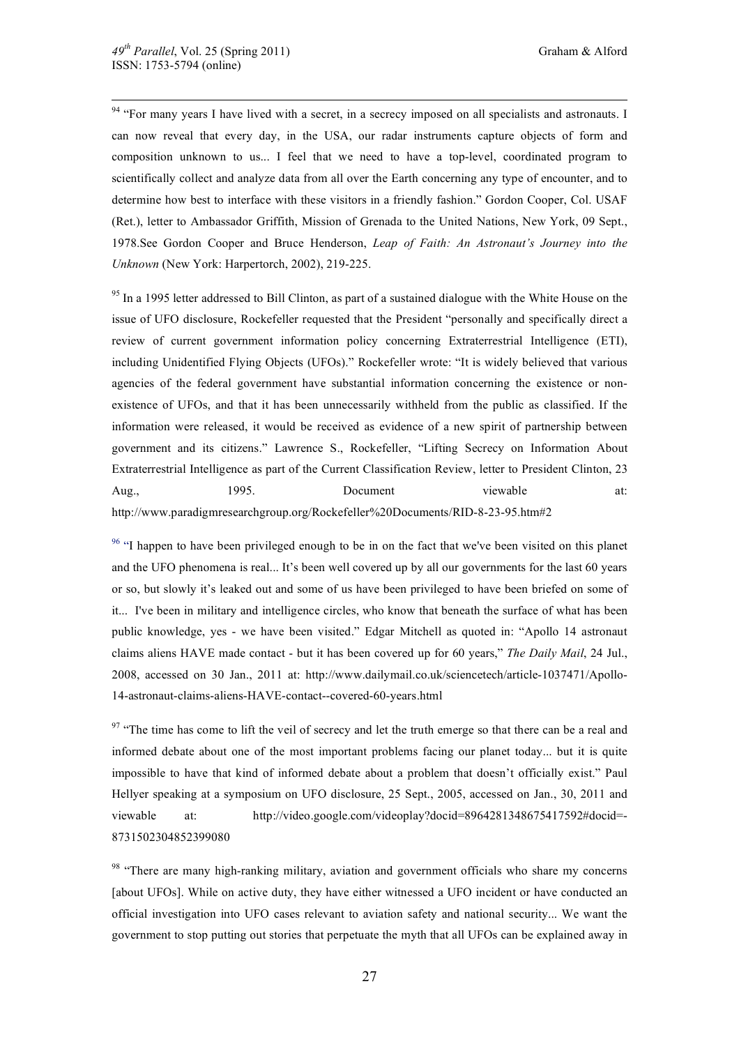[94] "For many years I have lived with a secret, in a secrecy imposed on all specialists and astronauts. I can now reveal that every day, in the USA, our radar instruments capture objects of form and composition unknown to us... I feel that we need to have a top-level, coordinated program to scientifically collect and analyze data from all over the Earth concerning any type of encounter, and to determine how best to interface with these visitors in a friendly fashion." Gordon Cooper, Col. USAF (Ret.), letter to Ambassador Griffith, Mission of Grenada to the United Nations, New York, 09 Sept., 1978.See Gordon Cooper and Bruce Henderson, *Leap of Faith: An Astronaut's Journey into the Unknown* (New York: Harpertorch, 2002), 219-225.

[95] In a 1995 letter addressed to Bill Clinton, as part of a sustained dialogue with the White House on the issue of UFO disclosure, Rockefeller requested that the President "personally and specifically direct a review of current government information policy concerning Extraterrestrial Intelligence (ETI), including Unidentified Flying Objects (UFOs)." Rockefeller wrote: "It is widely believed that various agencies of the federal government have substantial information concerning the existence or non-existence of UFOs, and that it has been unnecessarily withheld from the public as classified. If the information were released, it would be received as evidence of a new spirit of partnership between government and its citizens." Lawrence S., Rockefeller, "Lifting Secrecy on Information About Extraterrestrial Intelligence as part of the Current Classification Review, letter to President Clinton, 23 Aug., 1995. Document viewable at: http://www.paradigmresearchgroup.org/Rockefeller%20Documents/RID-8-23-95.htm#2

[96] "I happen to have been privileged enough to be in on the fact that we've been visited on this planet and the UFO phenomena is real... It's been well covered up by all our governments for the last 60 years or so, but slowly it's leaked out and some of us have been privileged to have been briefed on some of it... I've been in military and intelligence circles, who know that beneath the surface of what has been public knowledge, yes - we have been visited." Edgar Mitchell as quoted in: "Apollo 14 astronaut claims aliens HAVE made contact - but it has been covered up for 60 years," *The Daily Mail*, 24 Jul., 2008, accessed on 30 Jan., 2011 at: http://www.dailymail.co.uk/sciencetech/article-1037471/Apollo-14-astronaut-claims-aliens-HAVE-contact--covered-60-years.html

[97] "The time has come to lift the veil of secrecy and let the truth emerge so that there can be a real and informed debate about one of the most important problems facing our planet today... but it is quite impossible to have that kind of informed debate about a problem that doesn't officially exist." Paul Hellyer speaking at a symposium on UFO disclosure, 25 Sept., 2005, accessed on Jan., 30, 2011 and viewable at: http://video.google.com/videoplay?docid=8964281348675417592#docid=-8731502304852399080

[98] "There are many high-ranking military, aviation and government officials who share my concerns [about UFOs]. While on active duty, they have either witnessed a UFO incident or have conducted an official investigation into UFO cases relevant to aviation safety and national security... We want the government to stop putting out stories that perpetuate the myth that all UFOs can be explained away in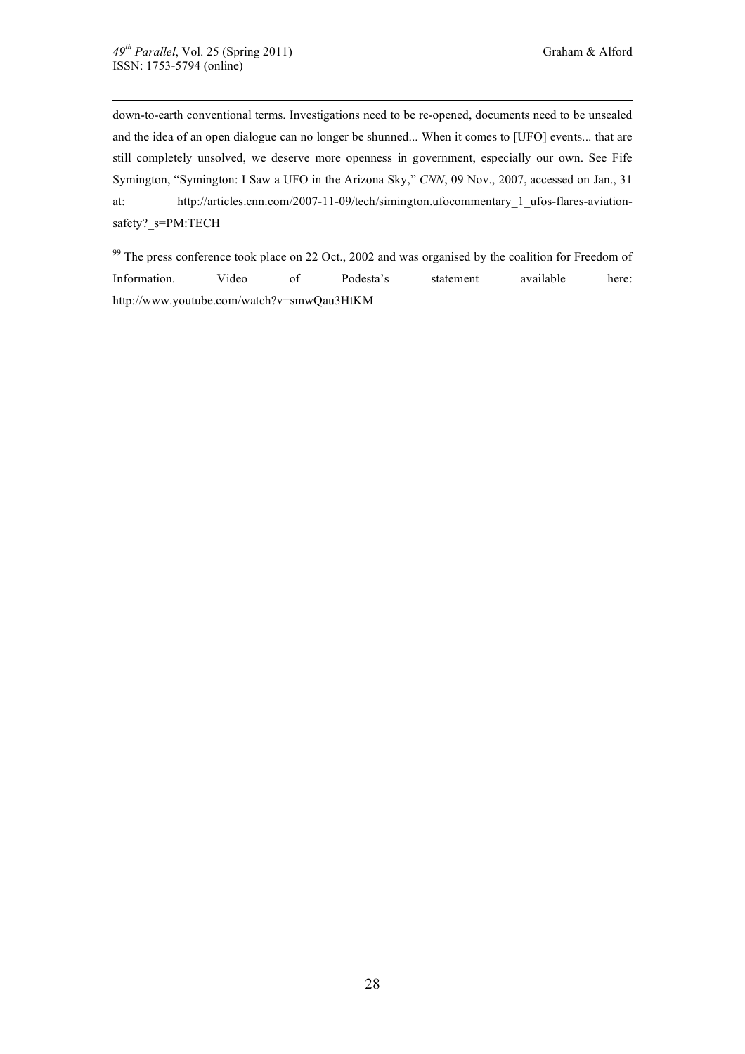down-to-earth conventional terms. Investigations need to be re-opened, documents need to be unsealed and the idea of an open dialogue can no longer be shunned... When it comes to [UFO] events... that are still completely unsolved, we deserve more openness in government, especially our own. See Fife Symington, "Symington: I Saw a UFO in the Arizona Sky," *CNN*, 09 Nov., 2007, accessed on Jan., 31 at: http://articles.cnn.com/2007-11-09/tech/simington.ufocommentary_1_ufos-flares-aviation-safety?_s=PM:TECH

[99] The press conference took place on 22 Oct., 2002 and was organised by the coalition for Freedom of Information. Video of Podesta's statement available here: http://www.youtube.com/watch?v=smwQau3HtKM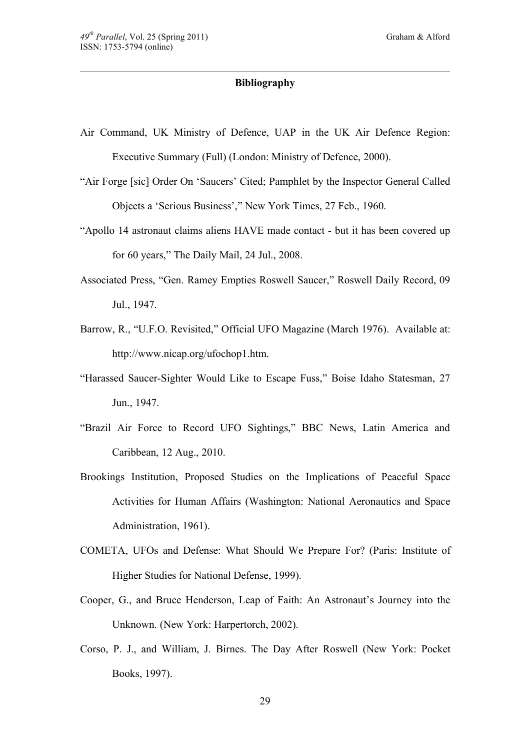## Bibliography

Air Command, UK Ministry of Defence, UAP in the UK Air Defence Region: Executive Summary (Full) (London: Ministry of Defence, 2000).

"Air Forge [sic] Order On 'Saucers' Cited; Pamphlet by the Inspector General Called Objects a 'Serious Business'," New York Times, 27 Feb., 1960.

"Apollo 14 astronaut claims aliens HAVE made contact - but it has been covered up for 60 years," The Daily Mail, 24 Jul., 2008.

Associated Press, "Gen. Ramey Empties Roswell Saucer," Roswell Daily Record, 09 Jul., 1947.

Barrow, R., "U.F.O. Revisited," Official UFO Magazine (March 1976). Available at: http://www.nicap.org/ufochop1.htm.

"Harassed Saucer-Sighter Would Like to Escape Fuss," Boise Idaho Statesman, 27 Jun., 1947.

"Brazil Air Force to Record UFO Sightings," BBC News, Latin America and Caribbean, 12 Aug., 2010.

Brookings Institution, Proposed Studies on the Implications of Peaceful Space Activities for Human Affairs (Washington: National Aeronautics and Space Administration, 1961).

COMETA, UFOs and Defense: What Should We Prepare For? (Paris: Institute of Higher Studies for National Defense, 1999).

Cooper, G., and Bruce Henderson, Leap of Faith: An Astronaut's Journey into the Unknown. (New York: Harpertorch, 2002).

Corso, P. J., and William, J. Birnes. The Day After Roswell (New York: Pocket Books, 1997).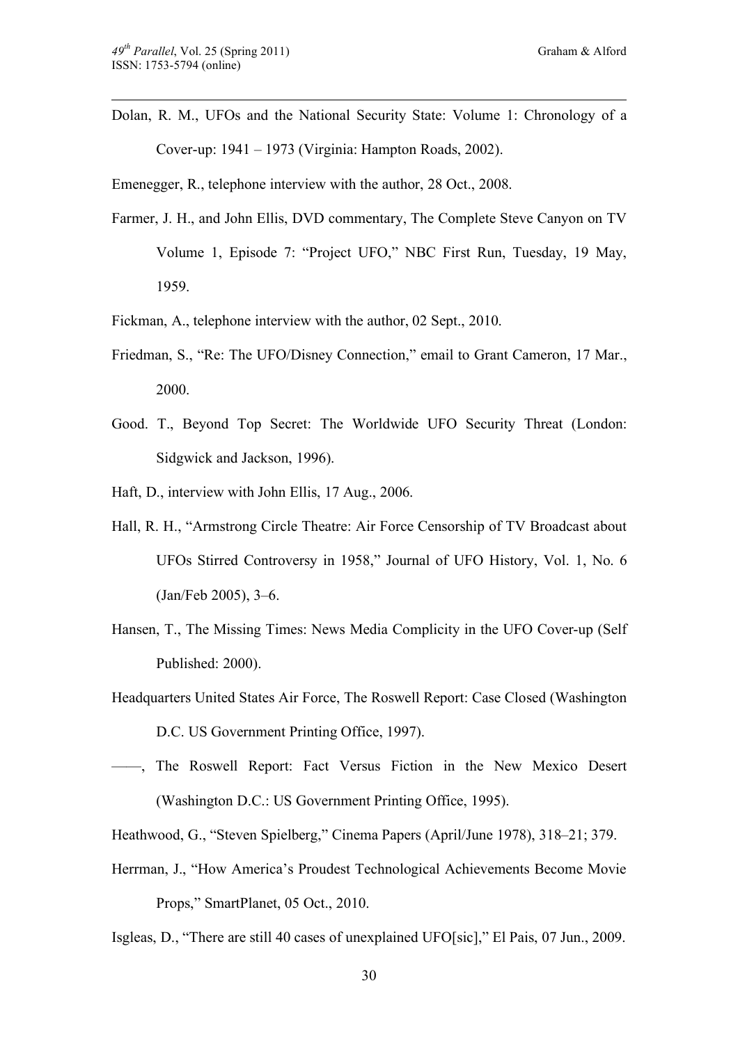Dolan, R. M., UFOs and the National Security State: Volume 1: Chronology of a Cover-up: 1941 – 1973 (Virginia: Hampton Roads, 2002).

Emenegger, R., telephone interview with the author, 28 Oct., 2008.

Farmer, J. H., and John Ellis, DVD commentary, The Complete Steve Canyon on TV Volume 1, Episode 7: "Project UFO," NBC First Run, Tuesday, 19 May, 1959.

Fickman, A., telephone interview with the author, 02 Sept., 2010.

Friedman, S., "Re: The UFO/Disney Connection," email to Grant Cameron, 17 Mar., 2000.

Good. T., Beyond Top Secret: The Worldwide UFO Security Threat (London: Sidgwick and Jackson, 1996).

Haft, D., interview with John Ellis, 17 Aug., 2006.

Hall, R. H., "Armstrong Circle Theatre: Air Force Censorship of TV Broadcast about UFOs Stirred Controversy in 1958," Journal of UFO History, Vol. 1, No. 6 (Jan/Feb 2005), 3–6.

Hansen, T., The Missing Times: News Media Complicity in the UFO Cover-up (Self Published: 2000).

Headquarters United States Air Force, The Roswell Report: Case Closed (Washington D.C. US Government Printing Office, 1997).

——, The Roswell Report: Fact Versus Fiction in the New Mexico Desert (Washington D.C.: US Government Printing Office, 1995).

Heathwood, G., "Steven Spielberg," Cinema Papers (April/June 1978), 318–21; 379.

Herrman, J., "How America's Proudest Technological Achievements Become Movie Props," SmartPlanet, 05 Oct., 2010.

Isgleas, D., "There are still 40 cases of unexplained UFO[sic]," El Pais, 07 Jun., 2009.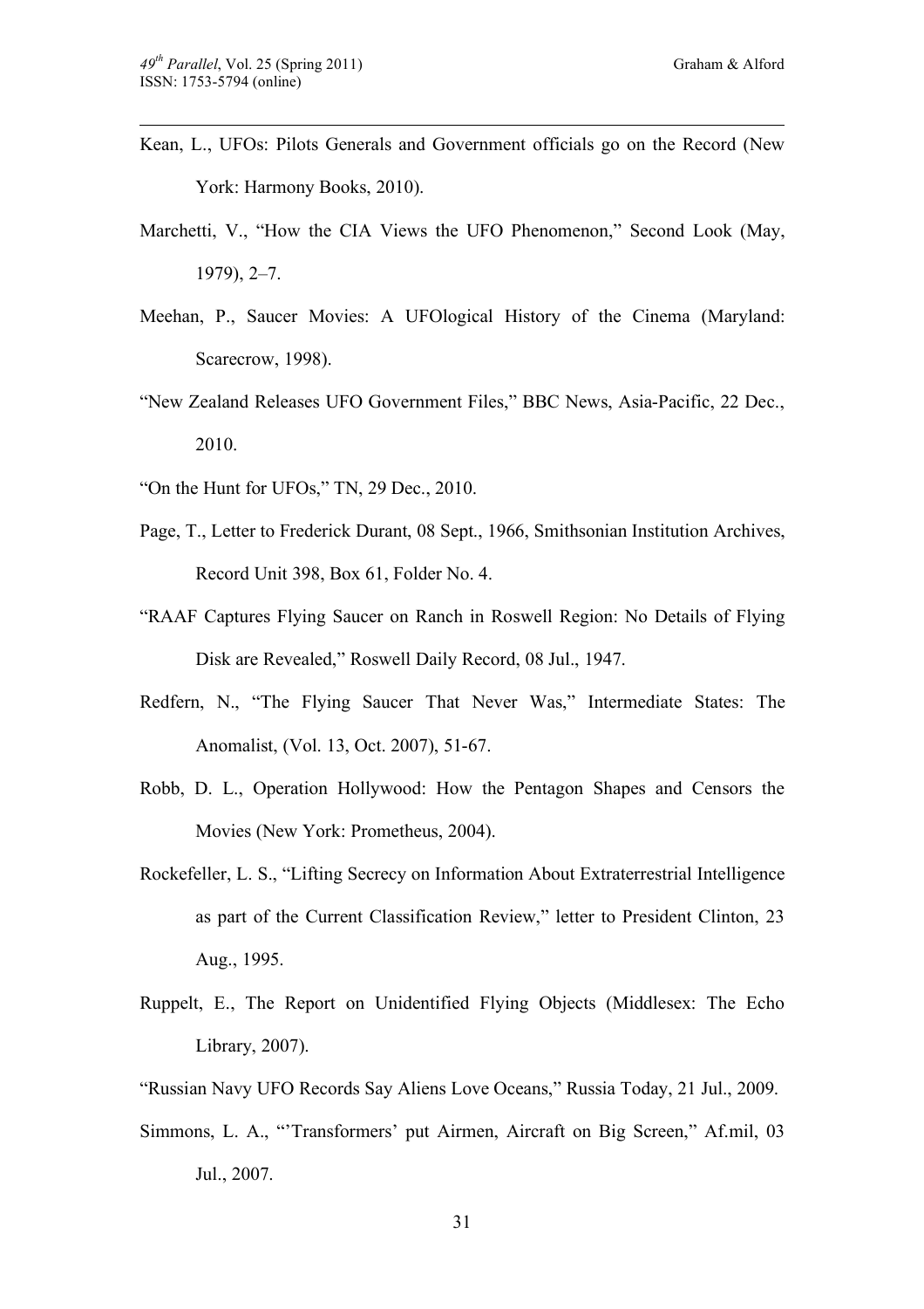Kean, L., UFOs: Pilots Generals and Government officials go on the Record (New York: Harmony Books, 2010).

Marchetti, V., "How the CIA Views the UFO Phenomenon," Second Look (May, 1979), 2–7.

Meehan, P., Saucer Movies: A UFOlogical History of the Cinema (Maryland: Scarecrow, 1998).

"New Zealand Releases UFO Government Files," BBC News, Asia-Pacific, 22 Dec., 2010.

"On the Hunt for UFOs," TN, 29 Dec., 2010.

Page, T., Letter to Frederick Durant, 08 Sept., 1966, Smithsonian Institution Archives, Record Unit 398, Box 61, Folder No. 4.

"RAAF Captures Flying Saucer on Ranch in Roswell Region: No Details of Flying Disk are Revealed," Roswell Daily Record, 08 Jul., 1947.

Redfern, N., "The Flying Saucer That Never Was," Intermediate States: The Anomalist, (Vol. 13, Oct. 2007), 51-67.

Robb, D. L., Operation Hollywood: How the Pentagon Shapes and Censors the Movies (New York: Prometheus, 2004).

Rockefeller, L. S., "Lifting Secrecy on Information About Extraterrestrial Intelligence as part of the Current Classification Review," letter to President Clinton, 23 Aug., 1995.

Ruppelt, E., The Report on Unidentified Flying Objects (Middlesex: The Echo Library, 2007).

"Russian Navy UFO Records Say Aliens Love Oceans," Russia Today, 21 Jul., 2009.

Simmons, L. A., "'Transformers' put Airmen, Aircraft on Big Screen," Af.mil, 03 Jul., 2007.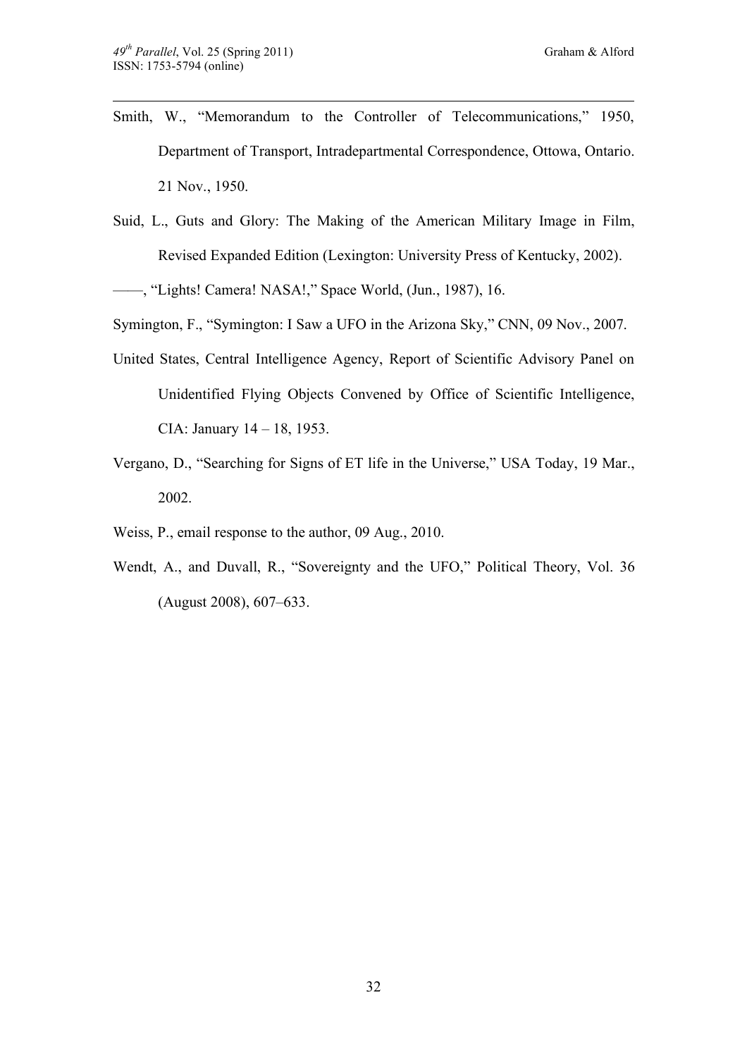Smith, W., "Memorandum to the Controller of Telecommunications," 1950, Department of Transport, Intradepartmental Correspondence, Ottowa, Ontario. 21 Nov., 1950.

Suid, L., Guts and Glory: The Making of the American Military Image in Film, Revised Expanded Edition (Lexington: University Press of Kentucky, 2002).

——, "Lights! Camera! NASA!," Space World, (Jun., 1987), 16.

Symington, F., "Symington: I Saw a UFO in the Arizona Sky," CNN, 09 Nov., 2007.

United States, Central Intelligence Agency, Report of Scientific Advisory Panel on Unidentified Flying Objects Convened by Office of Scientific Intelligence, CIA: January 14 – 18, 1953.

Vergano, D., "Searching for Signs of ET life in the Universe," USA Today, 19 Mar., 2002.

Weiss, P., email response to the author, 09 Aug., 2010.

Wendt, A., and Duvall, R., "Sovereignty and the UFO," Political Theory, Vol. 36 (August 2008), 607–633.